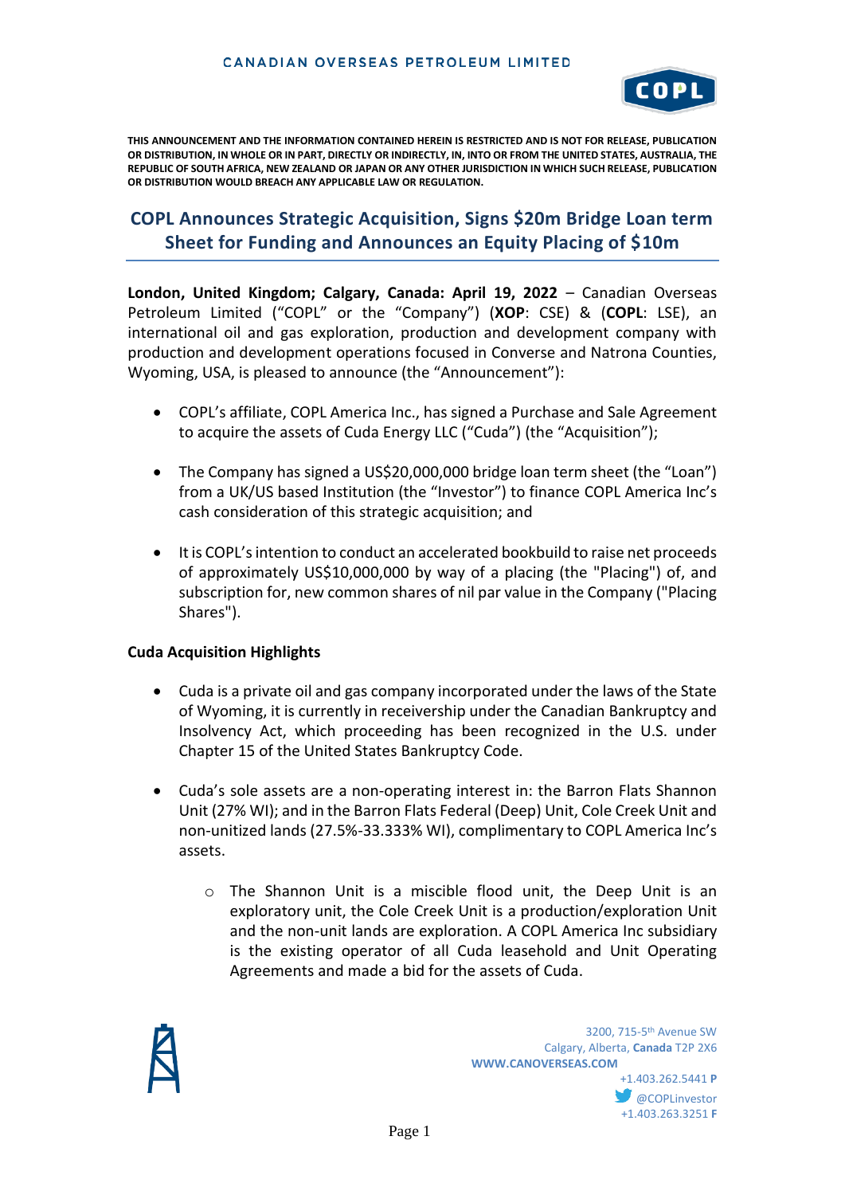THIS ANNOUNCEMENT AND THE INFORMATION CONTAINED HEREIN IS RESTRICTED AND IS NOT FOR RELEASE, PUBLICATION OR DISTRIBUTION, IN WHOLE OR IN PART, DIRECTLY OR INDIRECTLY, IN, INTO OR FROM THE UNITED STATES, AUSTRALIA, THE REPUBLIC OF SOUTH AFRICA, NEW ZEALAND OR JAPAN OR ANY OTHER JURISDICTION IN WHICH SUCH RELEASE, PUBLICATION OR DISTRIBUTION WOULD BREACH ANY APPLICABLE LAW OR REGULATION.

# COPL Announces Strategic Acquisition, Signs $20m Bridge Loan term Sheet for Funding and Announces an Equity Placing of $10m

**London, United Kingdom; Calgary, Canada: April 19, 2022** – Canadian Overseas Petroleum Limited ("COPL" or the "Company") (**XOP**: CSE) & (**COPL**: LSE), an international oil and gas exploration, production and development company with production and development operations focused in Converse and Natrona Counties, Wyoming, USA, is pleased to announce (the "Announcement"):

- COPL's affiliate, COPL America Inc., has signed a Purchase and Sale Agreement to acquire the assets of Cuda Energy LLC ("Cuda") (the "Acquisition");
- The Company has signed a US$20,000,000 bridge loan term sheet (the "Loan") from a UK/US based Institution (the "Investor") to finance COPL America Inc's cash consideration of this strategic acquisition; and
- It is COPL's intention to conduct an accelerated bookbuild to raise net proceeds of approximately US$10,000,000 by way of a placing (the "Placing") of, and subscription for, new common shares of nil par value in the Company ("Placing Shares").

**Cuda Acquisition Highlights**

- Cuda is a private oil and gas company incorporated under the laws of the State of Wyoming, it is currently in receivership under the Canadian Bankruptcy and Insolvency Act, which proceeding has been recognized in the U.S. under Chapter 15 of the United States Bankruptcy Code.
- Cuda's sole assets are a non-operating interest in: the Barron Flats Shannon Unit (27% WI); and in the Barron Flats Federal (Deep) Unit, Cole Creek Unit and non-unitized lands (27.5%-33.333% WI), complimentary to COPL America Inc's assets.
  - The Shannon Unit is a miscible flood unit, the Deep Unit is an exploratory unit, the Cole Creek Unit is a production/exploration Unit and the non-unit lands are exploration. A COPL America Inc subsidiary is the existing operator of all Cuda leasehold and Unit Operating Agreements and made a bid for the assets of Cuda.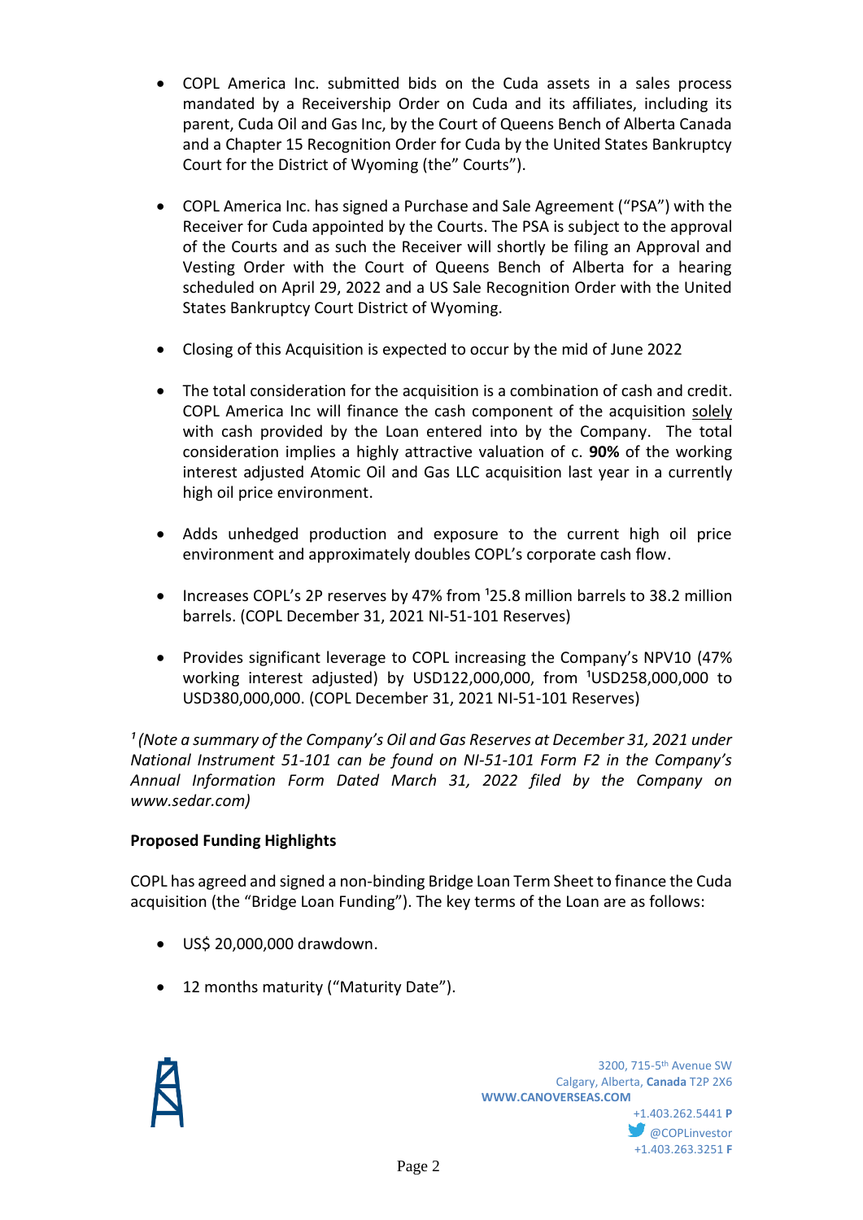- COPL America Inc. submitted bids on the Cuda assets in a sales process mandated by a Receivership Order on Cuda and its affiliates, including its parent, Cuda Oil and Gas Inc, by the Court of Queens Bench of Alberta Canada and a Chapter 15 Recognition Order for Cuda by the United States Bankruptcy Court for the District of Wyoming (the" Courts").

- COPL America Inc. has signed a Purchase and Sale Agreement ("PSA") with the Receiver for Cuda appointed by the Courts. The PSA is subject to the approval of the Courts and as such the Receiver will shortly be filing an Approval and Vesting Order with the Court of Queens Bench of Alberta for a hearing scheduled on April 29, 2022 and a US Sale Recognition Order with the United States Bankruptcy Court District of Wyoming.

- Closing of this Acquisition is expected to occur by the mid of June 2022

- The total consideration for the acquisition is a combination of cash and credit. COPL America Inc will finance the cash component of the acquisition solely with cash provided by the Loan entered into by the Company. The total consideration implies a highly attractive valuation of c. **90%** of the working interest adjusted Atomic Oil and Gas LLC acquisition last year in a currently high oil price environment.

- Adds unhedged production and exposure to the current high oil price environment and approximately doubles COPL's corporate cash flow.

- Increases COPL's 2P reserves by 47% from [1]25.8 million barrels to 38.2 million barrels. (COPL December 31, 2021 NI-51-101 Reserves)

- Provides significant leverage to COPL increasing the Company's NPV10 (47% working interest adjusted) by USD122,000,000, from [1]USD258,000,000 to USD380,000,000. (COPL December 31, 2021 NI-51-101 Reserves)

*[1] (Note a summary of the Company's Oil and Gas Reserves at December 31, 2021 under National Instrument 51-101 can be found on NI-51-101 Form F2 in the Company's Annual Information Form Dated March 31, 2022 filed by the Company on www.sedar.com)*

**Proposed Funding Highlights**

COPL has agreed and signed a non-binding Bridge Loan Term Sheet to finance the Cuda acquisition (the "Bridge Loan Funding"). The key terms of the Loan are as follows:

- US$ 20,000,000 drawdown.

- 12 months maturity ("Maturity Date").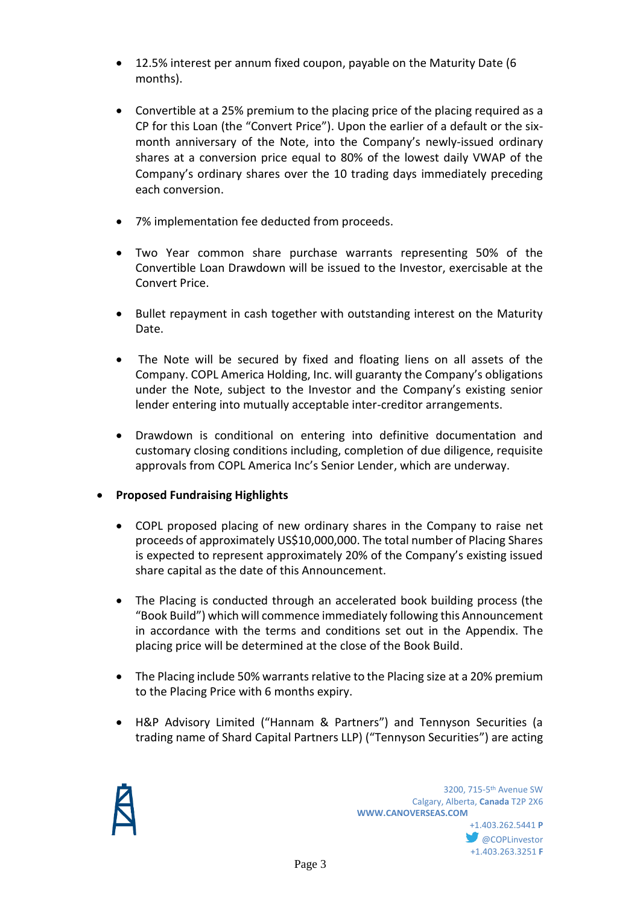- 12.5% interest per annum fixed coupon, payable on the Maturity Date (6 months).
- Convertible at a 25% premium to the placing price of the placing required as a CP for this Loan (the "Convert Price"). Upon the earlier of a default or the six-month anniversary of the Note, into the Company's newly-issued ordinary shares at a conversion price equal to 80% of the lowest daily VWAP of the Company's ordinary shares over the 10 trading days immediately preceding each conversion.
- 7% implementation fee deducted from proceeds.
- Two Year common share purchase warrants representing 50% of the Convertible Loan Drawdown will be issued to the Investor, exercisable at the Convert Price.
- Bullet repayment in cash together with outstanding interest on the Maturity Date.
- The Note will be secured by fixed and floating liens on all assets of the Company. COPL America Holding, Inc. will guaranty the Company's obligations under the Note, subject to the Investor and the Company's existing senior lender entering into mutually acceptable inter-creditor arrangements.
- Drawdown is conditional on entering into definitive documentation and customary closing conditions including, completion of due diligence, requisite approvals from COPL America Inc's Senior Lender, which are underway.

- **Proposed Fundraising Highlights**
  - COPL proposed placing of new ordinary shares in the Company to raise net proceeds of approximately US$10,000,000. The total number of Placing Shares is expected to represent approximately 20% of the Company's existing issued share capital as the date of this Announcement.
  - The Placing is conducted through an accelerated book building process (the "Book Build") which will commence immediately following this Announcement in accordance with the terms and conditions set out in the Appendix. The placing price will be determined at the close of the Book Build.
  - The Placing include 50% warrants relative to the Placing size at a 20% premium to the Placing Price with 6 months expiry.
  - H&P Advisory Limited ("Hannam & Partners") and Tennyson Securities (a trading name of Shard Capital Partners LLP) ("Tennyson Securities") are acting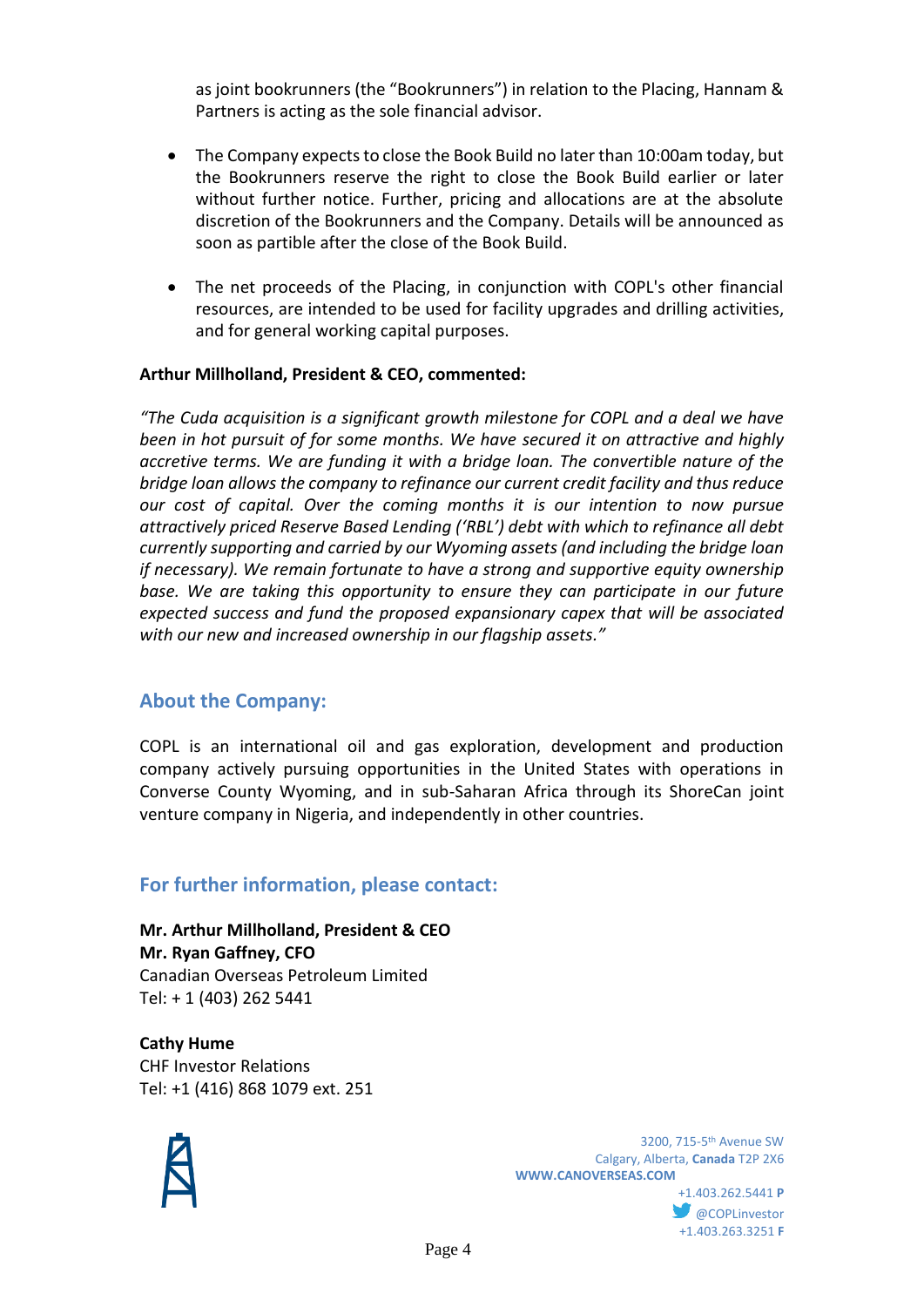as joint bookrunners (the "Bookrunners") in relation to the Placing, Hannam & Partners is acting as the sole financial advisor.

- The Company expects to close the Book Build no later than 10:00am today, but the Bookrunners reserve the right to close the Book Build earlier or later without further notice. Further, pricing and allocations are at the absolute discretion of the Bookrunners and the Company. Details will be announced as soon as partible after the close of the Book Build.

- The net proceeds of the Placing, in conjunction with COPL's other financial resources, are intended to be used for facility upgrades and drilling activities, and for general working capital purposes.

**Arthur Millholland, President & CEO, commented:**

*"The Cuda acquisition is a significant growth milestone for COPL and a deal we have been in hot pursuit of for some months. We have secured it on attractive and highly accretive terms. We are funding it with a bridge loan. The convertible nature of the bridge loan allows the company to refinance our current credit facility and thus reduce our cost of capital. Over the coming months it is our intention to now pursue attractively priced Reserve Based Lending ('RBL') debt with which to refinance all debt currently supporting and carried by our Wyoming assets (and including the bridge loan if necessary). We remain fortunate to have a strong and supportive equity ownership base. We are taking this opportunity to ensure they can participate in our future expected success and fund the proposed expansionary capex that will be associated with our new and increased ownership in our flagship assets."*

## About the Company:

COPL is an international oil and gas exploration, development and production company actively pursuing opportunities in the United States with operations in Converse County Wyoming, and in sub-Saharan Africa through its ShoreCan joint venture company in Nigeria, and independently in other countries.

## For further information, please contact:

**Mr. Arthur Millholland, President & CEO**
**Mr. Ryan Gaffney, CFO**
Canadian Overseas Petroleum Limited
Tel: + 1 (403) 262 5441

**Cathy Hume**
CHF Investor Relations
Tel: +1 (416) 868 1079 ext. 251

3200, 715-5th Avenue SW
Calgary, Alberta, **Canada** T2P 2X6
**WWW.CANOVERSEAS.COM**
+1.403.262.5441 **P**
@COPLinvestor
+1.403.263.3251 **F**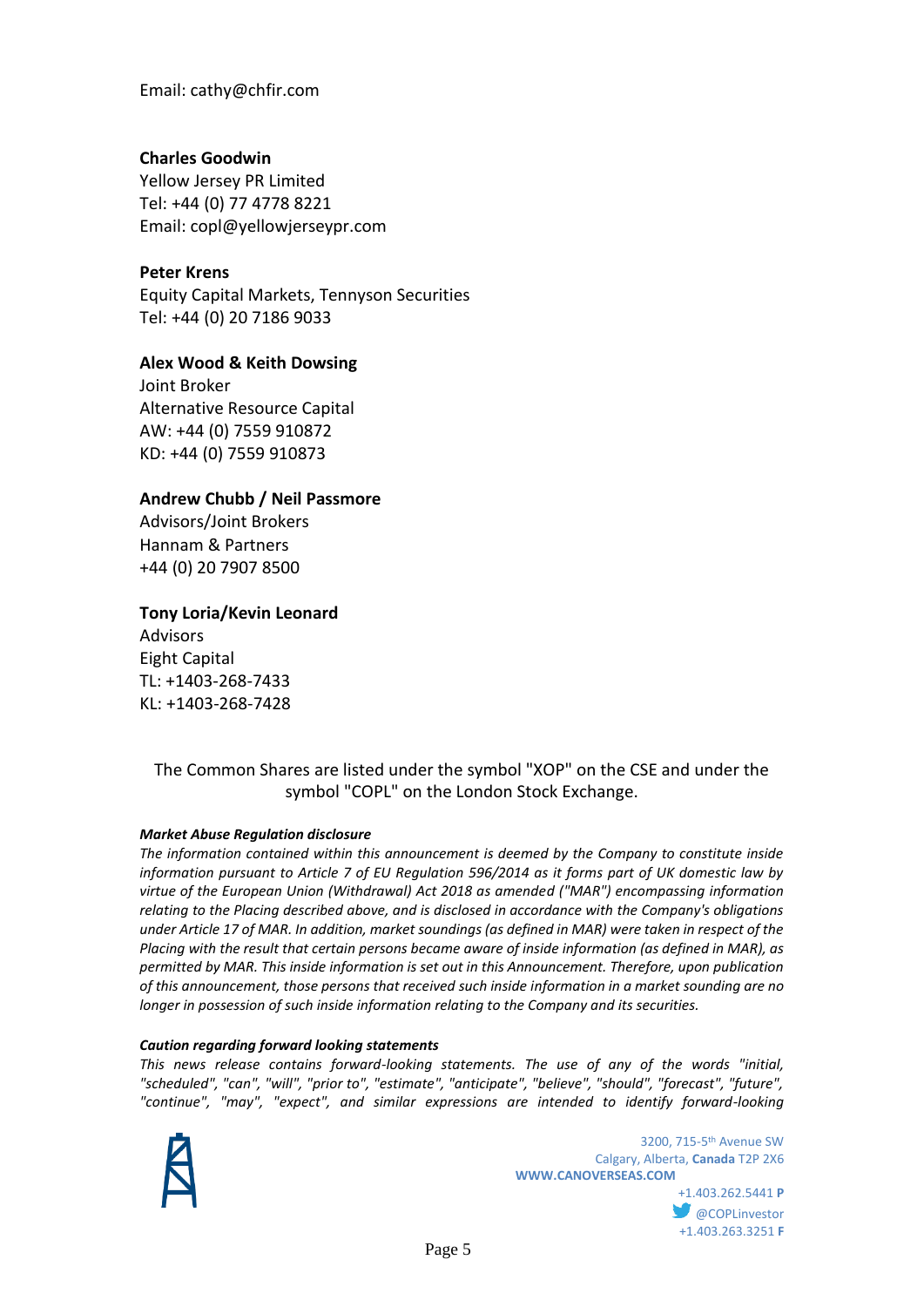Email: cathy@chfir.com

**Charles Goodwin**
Yellow Jersey PR Limited
Tel: +44 (0) 77 4778 8221
Email: copl@yellowjerseypr.com

**Peter Krens**
Equity Capital Markets, Tennyson Securities
Tel: +44 (0) 20 7186 9033

**Alex Wood & Keith Dowsing**
Joint Broker
Alternative Resource Capital
AW: +44 (0) 7559 910872
KD: +44 (0) 7559 910873

**Andrew Chubb / Neil Passmore**
Advisors/Joint Brokers
Hannam & Partners
+44 (0) 20 7907 8500

**Tony Loria/Kevin Leonard**
Advisors
Eight Capital
TL: +1403-268-7433
KL: +1403-268-7428

The Common Shares are listed under the symbol "XOP" on the CSE and under the symbol "COPL" on the London Stock Exchange.

***Market Abuse Regulation disclosure***

*The information contained within this announcement is deemed by the Company to constitute inside information pursuant to Article 7 of EU Regulation 596/2014 as it forms part of UK domestic law by virtue of the European Union (Withdrawal) Act 2018 as amended ("MAR") encompassing information relating to the Placing described above, and is disclosed in accordance with the Company's obligations under Article 17 of MAR. In addition, market soundings (as defined in MAR) were taken in respect of the Placing with the result that certain persons became aware of inside information (as defined in MAR), as permitted by MAR. This inside information is set out in this Announcement. Therefore, upon publication of this announcement, those persons that received such inside information in a market sounding are no longer in possession of such inside information relating to the Company and its securities.*

***Caution regarding forward looking statements***

*This news release contains forward-looking statements. The use of any of the words "initial, "scheduled", "can", "will", "prior to", "estimate", "anticipate", "believe", "should", "forecast", "future", "continue", "may", "expect", and similar expressions are intended to identify forward-looking*

3200, 715-5th Avenue SW
Calgary, Alberta, **Canada** T2P 2X6
**WWW.CANOVERSEAS.COM**
+1.403.262.5441 **P**
@COPLinvestor
+1.403.263.3251 **F**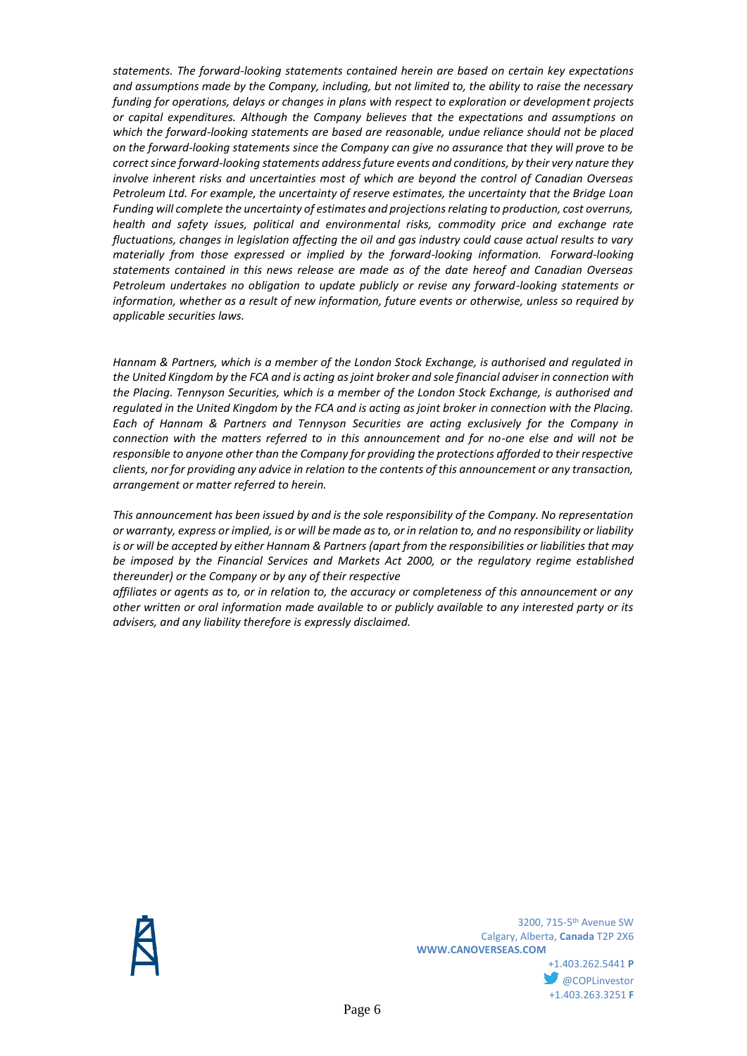*statements. The forward-looking statements contained herein are based on certain key expectations and assumptions made by the Company, including, but not limited to, the ability to raise the necessary funding for operations, delays or changes in plans with respect to exploration or development projects or capital expenditures. Although the Company believes that the expectations and assumptions on which the forward-looking statements are based are reasonable, undue reliance should not be placed on the forward-looking statements since the Company can give no assurance that they will prove to be correct since forward-looking statements address future events and conditions, by their very nature they involve inherent risks and uncertainties most of which are beyond the control of Canadian Overseas Petroleum Ltd. For example, the uncertainty of reserve estimates, the uncertainty that the Bridge Loan Funding will complete the uncertainty of estimates and projections relating to production, cost overruns, health and safety issues, political and environmental risks, commodity price and exchange rate fluctuations, changes in legislation affecting the oil and gas industry could cause actual results to vary materially from those expressed or implied by the forward-looking information. Forward-looking statements contained in this news release are made as of the date hereof and Canadian Overseas Petroleum undertakes no obligation to update publicly or revise any forward-looking statements or information, whether as a result of new information, future events or otherwise, unless so required by applicable securities laws.*

*Hannam & Partners, which is a member of the London Stock Exchange, is authorised and regulated in the United Kingdom by the FCA and is acting as joint broker and sole financial adviser in connection with the Placing. Tennyson Securities, which is a member of the London Stock Exchange, is authorised and regulated in the United Kingdom by the FCA and is acting as joint broker in connection with the Placing. Each of Hannam & Partners and Tennyson Securities are acting exclusively for the Company in connection with the matters referred to in this announcement and for no-one else and will not be responsible to anyone other than the Company for providing the protections afforded to their respective clients, nor for providing any advice in relation to the contents of this announcement or any transaction, arrangement or matter referred to herein.*

*This announcement has been issued by and is the sole responsibility of the Company. No representation or warranty, express or implied, is or will be made as to, or in relation to, and no responsibility or liability is or will be accepted by either Hannam & Partners (apart from the responsibilities or liabilities that may be imposed by the Financial Services and Markets Act 2000, or the regulatory regime established thereunder) or the Company or by any of their respective affiliates or agents as to, or in relation to, the accuracy or completeness of this announcement or any other written or oral information made available to or publicly available to any interested party or its advisers, and any liability therefore is expressly disclaimed.*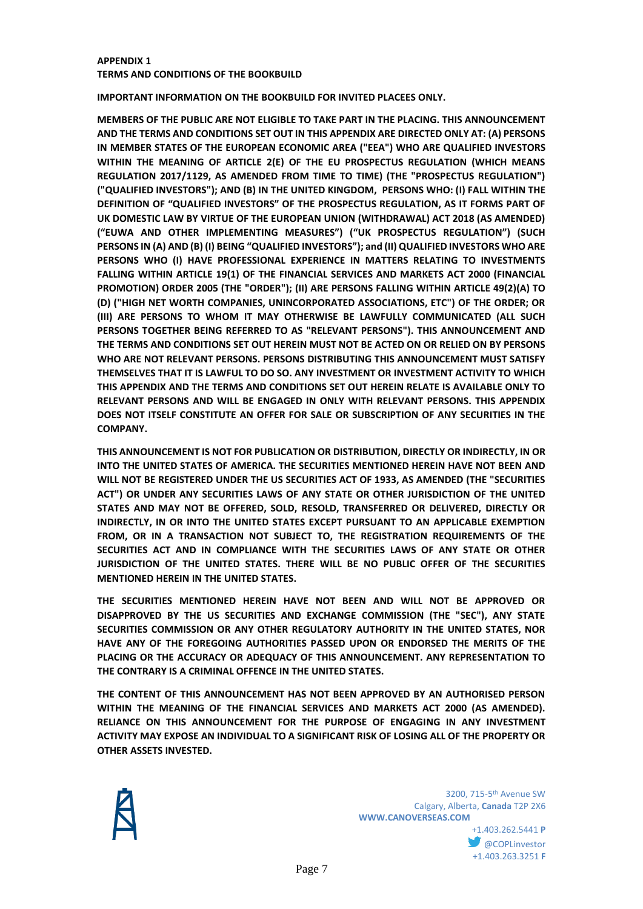**APPENDIX 1**
**TERMS AND CONDITIONS OF THE BOOKBUILD**

**IMPORTANT INFORMATION ON THE BOOKBUILD FOR INVITED PLACEES ONLY.**

**MEMBERS OF THE PUBLIC ARE NOT ELIGIBLE TO TAKE PART IN THE PLACING. THIS ANNOUNCEMENT AND THE TERMS AND CONDITIONS SET OUT IN THIS APPENDIX ARE DIRECTED ONLY AT: (A) PERSONS IN MEMBER STATES OF THE EUROPEAN ECONOMIC AREA ("EEA") WHO ARE QUALIFIED INVESTORS WITHIN THE MEANING OF ARTICLE 2(E) OF THE EU PROSPECTUS REGULATION (WHICH MEANS REGULATION 2017/1129, AS AMENDED FROM TIME TO TIME) (THE "PROSPECTUS REGULATION") ("QUALIFIED INVESTORS"); AND (B) IN THE UNITED KINGDOM, PERSONS WHO: (I) FALL WITHIN THE DEFINITION OF "QUALIFIED INVESTORS" OF THE PROSPECTUS REGULATION, AS IT FORMS PART OF UK DOMESTIC LAW BY VIRTUE OF THE EUROPEAN UNION (WITHDRAWAL) ACT 2018 (AS AMENDED) ("EUWA AND OTHER IMPLEMENTING MEASURES") ("UK PROSPECTUS REGULATION") (SUCH PERSONS IN (A) AND (B) (I) BEING "QUALIFIED INVESTORS"); and (II) QUALIFIED INVESTORS WHO ARE PERSONS WHO (I) HAVE PROFESSIONAL EXPERIENCE IN MATTERS RELATING TO INVESTMENTS FALLING WITHIN ARTICLE 19(1) OF THE FINANCIAL SERVICES AND MARKETS ACT 2000 (FINANCIAL PROMOTION) ORDER 2005 (THE "ORDER"); (II) ARE PERSONS FALLING WITHIN ARTICLE 49(2)(A) TO (D) ("HIGH NET WORTH COMPANIES, UNINCORPORATED ASSOCIATIONS, ETC") OF THE ORDER; OR (III) ARE PERSONS TO WHOM IT MAY OTHERWISE BE LAWFULLY COMMUNICATED (ALL SUCH PERSONS TOGETHER BEING REFERRED TO AS "RELEVANT PERSONS"). THIS ANNOUNCEMENT AND THE TERMS AND CONDITIONS SET OUT HEREIN MUST NOT BE ACTED ON OR RELIED ON BY PERSONS WHO ARE NOT RELEVANT PERSONS. PERSONS DISTRIBUTING THIS ANNOUNCEMENT MUST SATISFY THEMSELVES THAT IT IS LAWFUL TO DO SO. ANY INVESTMENT OR INVESTMENT ACTIVITY TO WHICH THIS APPENDIX AND THE TERMS AND CONDITIONS SET OUT HEREIN RELATE IS AVAILABLE ONLY TO RELEVANT PERSONS AND WILL BE ENGAGED IN ONLY WITH RELEVANT PERSONS. THIS APPENDIX DOES NOT ITSELF CONSTITUTE AN OFFER FOR SALE OR SUBSCRIPTION OF ANY SECURITIES IN THE COMPANY.**

**THIS ANNOUNCEMENT IS NOT FOR PUBLICATION OR DISTRIBUTION, DIRECTLY OR INDIRECTLY, IN OR INTO THE UNITED STATES OF AMERICA. THE SECURITIES MENTIONED HEREIN HAVE NOT BEEN AND WILL NOT BE REGISTERED UNDER THE US SECURITIES ACT OF 1933, AS AMENDED (THE "SECURITIES ACT") OR UNDER ANY SECURITIES LAWS OF ANY STATE OR OTHER JURISDICTION OF THE UNITED STATES AND MAY NOT BE OFFERED, SOLD, RESOLD, TRANSFERRED OR DELIVERED, DIRECTLY OR INDIRECTLY, IN OR INTO THE UNITED STATES EXCEPT PURSUANT TO AN APPLICABLE EXEMPTION FROM, OR IN A TRANSACTION NOT SUBJECT TO, THE REGISTRATION REQUIREMENTS OF THE SECURITIES ACT AND IN COMPLIANCE WITH THE SECURITIES LAWS OF ANY STATE OR OTHER JURISDICTION OF THE UNITED STATES. THERE WILL BE NO PUBLIC OFFER OF THE SECURITIES MENTIONED HEREIN IN THE UNITED STATES.**

**THE SECURITIES MENTIONED HEREIN HAVE NOT BEEN AND WILL NOT BE APPROVED OR DISAPPROVED BY THE US SECURITIES AND EXCHANGE COMMISSION (THE "SEC"), ANY STATE SECURITIES COMMISSION OR ANY OTHER REGULATORY AUTHORITY IN THE UNITED STATES, NOR HAVE ANY OF THE FOREGOING AUTHORITIES PASSED UPON OR ENDORSED THE MERITS OF THE PLACING OR THE ACCURACY OR ADEQUACY OF THIS ANNOUNCEMENT. ANY REPRESENTATION TO THE CONTRARY IS A CRIMINAL OFFENCE IN THE UNITED STATES.**

**THE CONTENT OF THIS ANNOUNCEMENT HAS NOT BEEN APPROVED BY AN AUTHORISED PERSON WITHIN THE MEANING OF THE FINANCIAL SERVICES AND MARKETS ACT 2000 (AS AMENDED). RELIANCE ON THIS ANNOUNCEMENT FOR THE PURPOSE OF ENGAGING IN ANY INVESTMENT ACTIVITY MAY EXPOSE AN INDIVIDUAL TO A SIGNIFICANT RISK OF LOSING ALL OF THE PROPERTY OR OTHER ASSETS INVESTED.**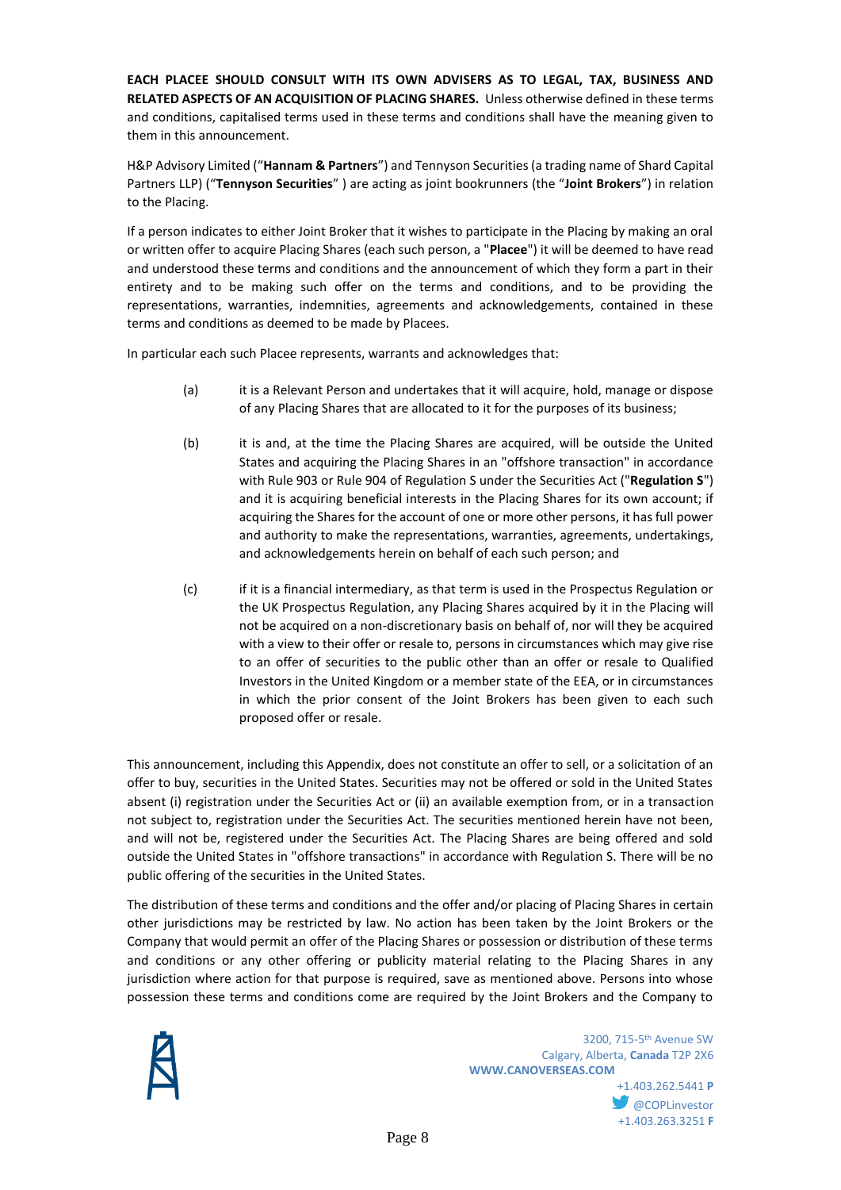**EACH PLACEE SHOULD CONSULT WITH ITS OWN ADVISERS AS TO LEGAL, TAX, BUSINESS AND RELATED ASPECTS OF AN ACQUISITION OF PLACING SHARES.** Unless otherwise defined in these terms and conditions, capitalised terms used in these terms and conditions shall have the meaning given to them in this announcement.

H&P Advisory Limited ("**Hannam & Partners**") and Tennyson Securities (a trading name of Shard Capital Partners LLP) ("**Tennyson Securities**" ) are acting as joint bookrunners (the "**Joint Brokers**") in relation to the Placing.

If a person indicates to either Joint Broker that it wishes to participate in the Placing by making an oral or written offer to acquire Placing Shares (each such person, a "**Placee**") it will be deemed to have read and understood these terms and conditions and the announcement of which they form a part in their entirety and to be making such offer on the terms and conditions, and to be providing the representations, warranties, indemnities, agreements and acknowledgements, contained in these terms and conditions as deemed to be made by Placees.

In particular each such Placee represents, warrants and acknowledges that:

(a) it is a Relevant Person and undertakes that it will acquire, hold, manage or dispose of any Placing Shares that are allocated to it for the purposes of its business;

(b) it is and, at the time the Placing Shares are acquired, will be outside the United States and acquiring the Placing Shares in an "offshore transaction" in accordance with Rule 903 or Rule 904 of Regulation S under the Securities Act ("**Regulation S**") and it is acquiring beneficial interests in the Placing Shares for its own account; if acquiring the Shares for the account of one or more other persons, it has full power and authority to make the representations, warranties, agreements, undertakings, and acknowledgements herein on behalf of each such person; and

(c) if it is a financial intermediary, as that term is used in the Prospectus Regulation or the UK Prospectus Regulation, any Placing Shares acquired by it in the Placing will not be acquired on a non-discretionary basis on behalf of, nor will they be acquired with a view to their offer or resale to, persons in circumstances which may give rise to an offer of securities to the public other than an offer or resale to Qualified Investors in the United Kingdom or a member state of the EEA, or in circumstances in which the prior consent of the Joint Brokers has been given to each such proposed offer or resale.

This announcement, including this Appendix, does not constitute an offer to sell, or a solicitation of an offer to buy, securities in the United States. Securities may not be offered or sold in the United States absent (i) registration under the Securities Act or (ii) an available exemption from, or in a transaction not subject to, registration under the Securities Act. The securities mentioned herein have not been, and will not be, registered under the Securities Act. The Placing Shares are being offered and sold outside the United States in "offshore transactions" in accordance with Regulation S. There will be no public offering of the securities in the United States.

The distribution of these terms and conditions and the offer and/or placing of Placing Shares in certain other jurisdictions may be restricted by law. No action has been taken by the Joint Brokers or the Company that would permit an offer of the Placing Shares or possession or distribution of these terms and conditions or any other offering or publicity material relating to the Placing Shares in any jurisdiction where action for that purpose is required, save as mentioned above. Persons into whose possession these terms and conditions come are required by the Joint Brokers and the Company to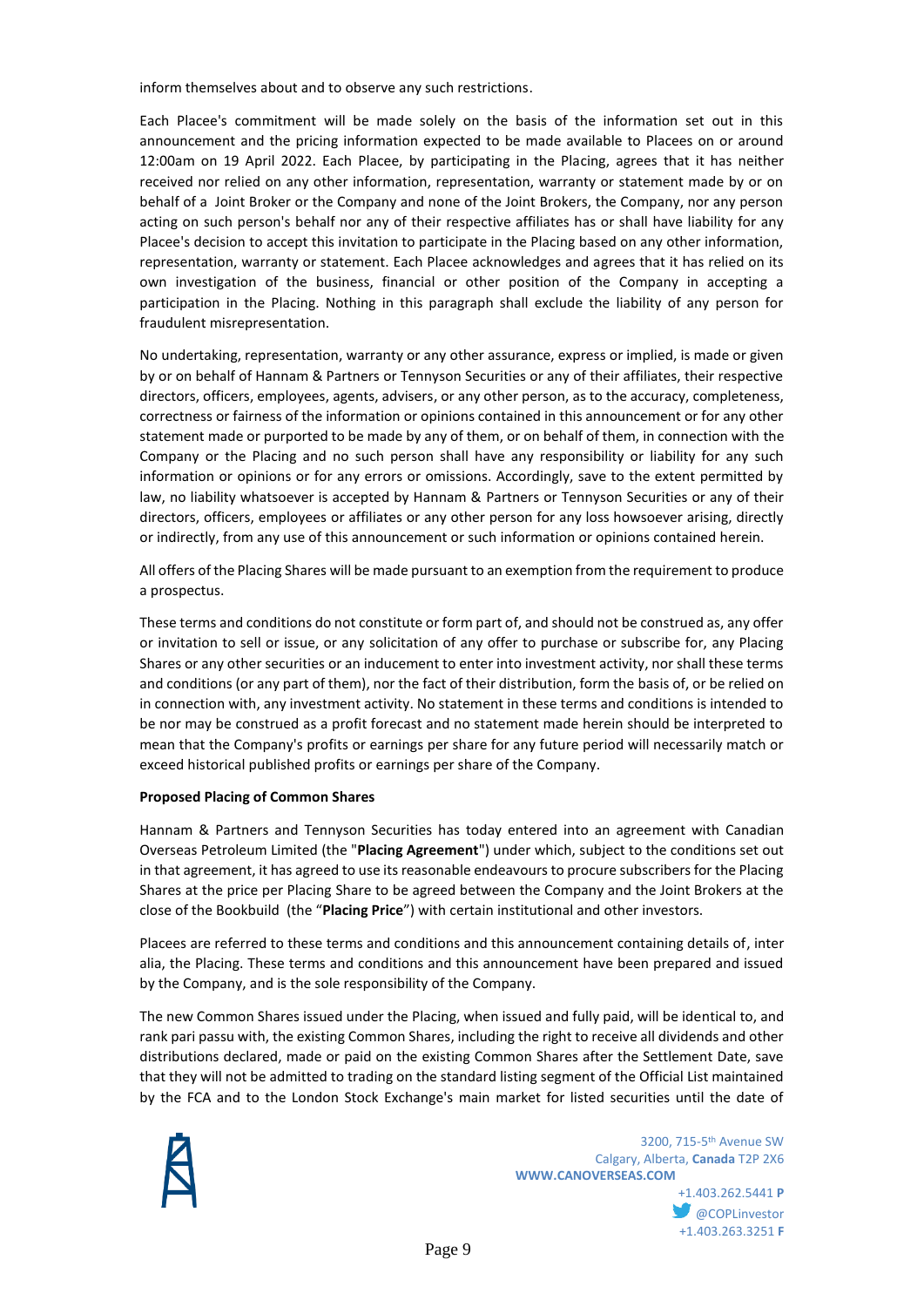inform themselves about and to observe any such restrictions.

Each Placee's commitment will be made solely on the basis of the information set out in this announcement and the pricing information expected to be made available to Placees on or around 12:00am on 19 April 2022. Each Placee, by participating in the Placing, agrees that it has neither received nor relied on any other information, representation, warranty or statement made by or on behalf of a Joint Broker or the Company and none of the Joint Brokers, the Company, nor any person acting on such person's behalf nor any of their respective affiliates has or shall have liability for any Placee's decision to accept this invitation to participate in the Placing based on any other information, representation, warranty or statement. Each Placee acknowledges and agrees that it has relied on its own investigation of the business, financial or other position of the Company in accepting a participation in the Placing. Nothing in this paragraph shall exclude the liability of any person for fraudulent misrepresentation.

No undertaking, representation, warranty or any other assurance, express or implied, is made or given by or on behalf of Hannam & Partners or Tennyson Securities or any of their affiliates, their respective directors, officers, employees, agents, advisers, or any other person, as to the accuracy, completeness, correctness or fairness of the information or opinions contained in this announcement or for any other statement made or purported to be made by any of them, or on behalf of them, in connection with the Company or the Placing and no such person shall have any responsibility or liability for any such information or opinions or for any errors or omissions. Accordingly, save to the extent permitted by law, no liability whatsoever is accepted by Hannam & Partners or Tennyson Securities or any of their directors, officers, employees or affiliates or any other person for any loss howsoever arising, directly or indirectly, from any use of this announcement or such information or opinions contained herein.

All offers of the Placing Shares will be made pursuant to an exemption from the requirement to produce a prospectus.

These terms and conditions do not constitute or form part of, and should not be construed as, any offer or invitation to sell or issue, or any solicitation of any offer to purchase or subscribe for, any Placing Shares or any other securities or an inducement to enter into investment activity, nor shall these terms and conditions (or any part of them), nor the fact of their distribution, form the basis of, or be relied on in connection with, any investment activity. No statement in these terms and conditions is intended to be nor may be construed as a profit forecast and no statement made herein should be interpreted to mean that the Company's profits or earnings per share for any future period will necessarily match or exceed historical published profits or earnings per share of the Company.

**Proposed Placing of Common Shares**

Hannam & Partners and Tennyson Securities has today entered into an agreement with Canadian Overseas Petroleum Limited (the "**Placing Agreement**") under which, subject to the conditions set out in that agreement, it has agreed to use its reasonable endeavours to procure subscribers for the Placing Shares at the price per Placing Share to be agreed between the Company and the Joint Brokers at the close of the Bookbuild (the "**Placing Price**") with certain institutional and other investors.

Placees are referred to these terms and conditions and this announcement containing details of, inter alia, the Placing. These terms and conditions and this announcement have been prepared and issued by the Company, and is the sole responsibility of the Company.

The new Common Shares issued under the Placing, when issued and fully paid, will be identical to, and rank pari passu with, the existing Common Shares, including the right to receive all dividends and other distributions declared, made or paid on the existing Common Shares after the Settlement Date, save that they will not be admitted to trading on the standard listing segment of the Official List maintained by the FCA and to the London Stock Exchange's main market for listed securities until the date of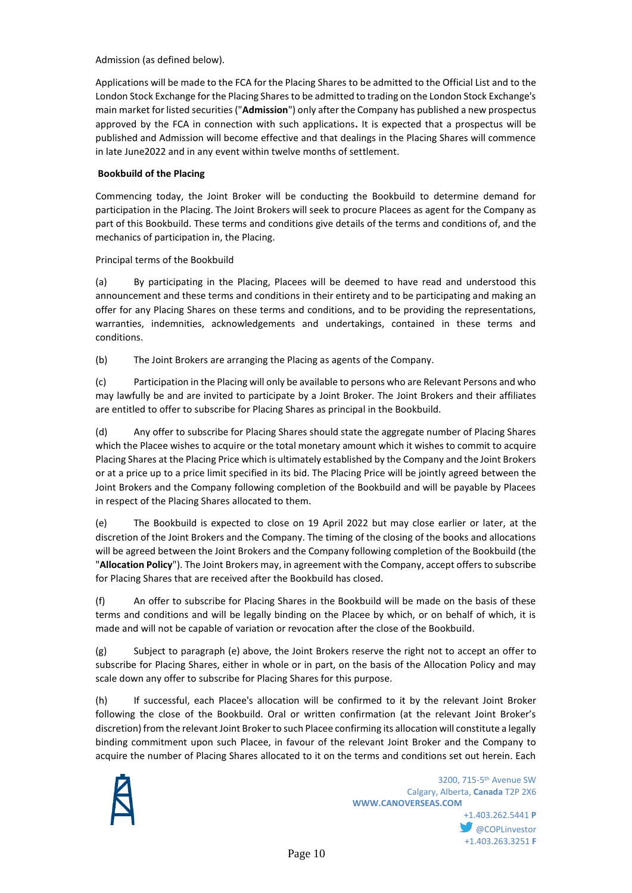Admission (as defined below).

Applications will be made to the FCA for the Placing Shares to be admitted to the Official List and to the London Stock Exchange for the Placing Shares to be admitted to trading on the London Stock Exchange's main market for listed securities ("**Admission**") only after the Company has published a new prospectus approved by the FCA in connection with such applications**.** It is expected that a prospectus will be published and Admission will become effective and that dealings in the Placing Shares will commence in late June2022 and in any event within twelve months of settlement.

**Bookbuild of the Placing**

Commencing today, the Joint Broker will be conducting the Bookbuild to determine demand for participation in the Placing. The Joint Brokers will seek to procure Placees as agent for the Company as part of this Bookbuild. These terms and conditions give details of the terms and conditions of, and the mechanics of participation in, the Placing.

Principal terms of the Bookbuild

(a) By participating in the Placing, Placees will be deemed to have read and understood this announcement and these terms and conditions in their entirety and to be participating and making an offer for any Placing Shares on these terms and conditions, and to be providing the representations, warranties, indemnities, acknowledgements and undertakings, contained in these terms and conditions.

(b) The Joint Brokers are arranging the Placing as agents of the Company.

(c) Participation in the Placing will only be available to persons who are Relevant Persons and who may lawfully be and are invited to participate by a Joint Broker. The Joint Brokers and their affiliates are entitled to offer to subscribe for Placing Shares as principal in the Bookbuild.

(d) Any offer to subscribe for Placing Shares should state the aggregate number of Placing Shares which the Placee wishes to acquire or the total monetary amount which it wishes to commit to acquire Placing Shares at the Placing Price which is ultimately established by the Company and the Joint Brokers or at a price up to a price limit specified in its bid. The Placing Price will be jointly agreed between the Joint Brokers and the Company following completion of the Bookbuild and will be payable by Placees in respect of the Placing Shares allocated to them.

(e) The Bookbuild is expected to close on 19 April 2022 but may close earlier or later, at the discretion of the Joint Brokers and the Company. The timing of the closing of the books and allocations will be agreed between the Joint Brokers and the Company following completion of the Bookbuild (the "**Allocation Policy**"). The Joint Brokers may, in agreement with the Company, accept offers to subscribe for Placing Shares that are received after the Bookbuild has closed.

(f) An offer to subscribe for Placing Shares in the Bookbuild will be made on the basis of these terms and conditions and will be legally binding on the Placee by which, or on behalf of which, it is made and will not be capable of variation or revocation after the close of the Bookbuild.

(g) Subject to paragraph (e) above, the Joint Brokers reserve the right not to accept an offer to subscribe for Placing Shares, either in whole or in part, on the basis of the Allocation Policy and may scale down any offer to subscribe for Placing Shares for this purpose.

(h) If successful, each Placee's allocation will be confirmed to it by the relevant Joint Broker following the close of the Bookbuild. Oral or written confirmation (at the relevant Joint Broker's discretion) from the relevant Joint Broker to such Placee confirming its allocation will constitute a legally binding commitment upon such Placee, in favour of the relevant Joint Broker and the Company to acquire the number of Placing Shares allocated to it on the terms and conditions set out herein. Each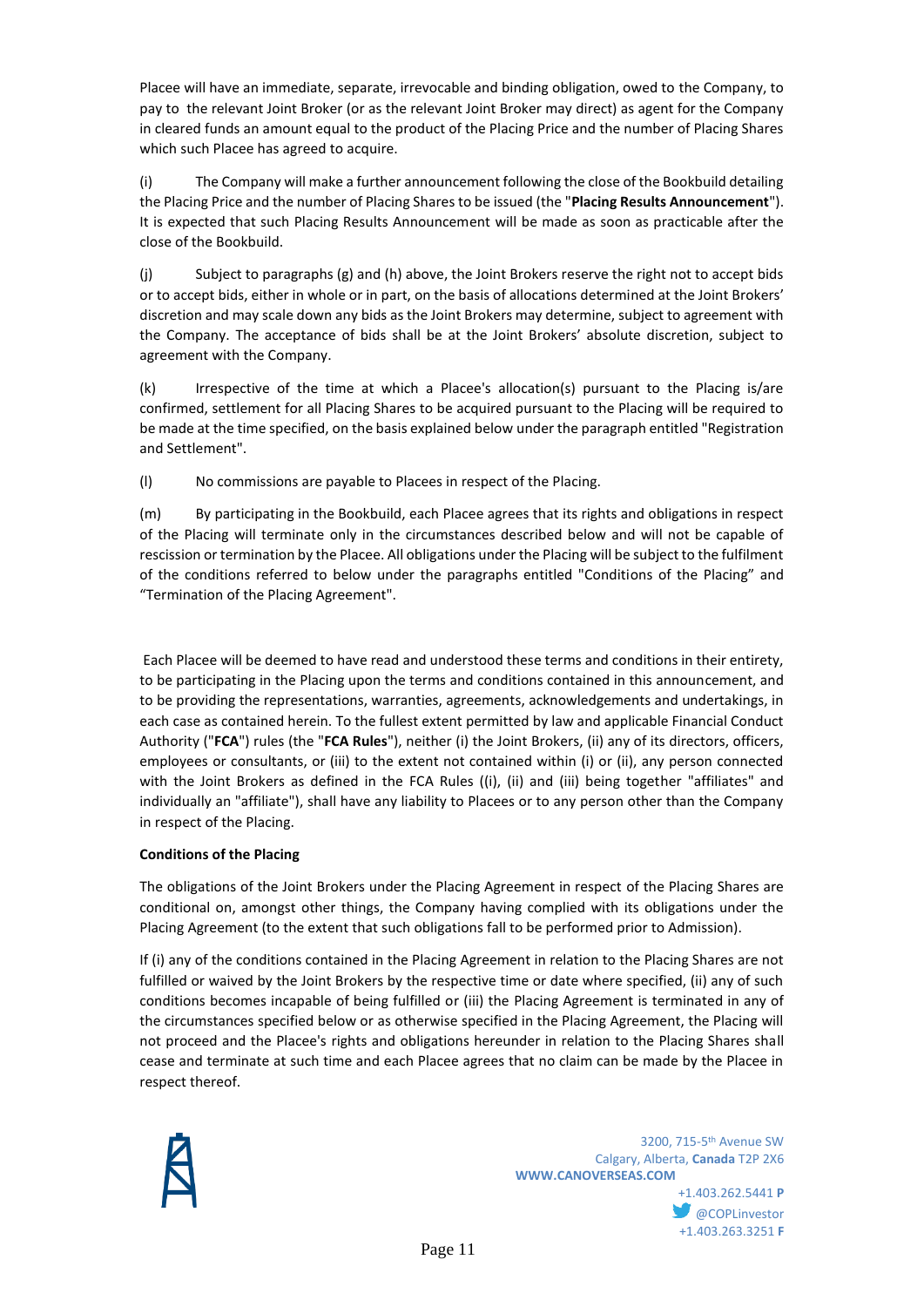Placee will have an immediate, separate, irrevocable and binding obligation, owed to the Company, to pay to the relevant Joint Broker (or as the relevant Joint Broker may direct) as agent for the Company in cleared funds an amount equal to the product of the Placing Price and the number of Placing Shares which such Placee has agreed to acquire.

(i) The Company will make a further announcement following the close of the Bookbuild detailing the Placing Price and the number of Placing Shares to be issued (the "**Placing Results Announcement**"). It is expected that such Placing Results Announcement will be made as soon as practicable after the close of the Bookbuild.

(j) Subject to paragraphs (g) and (h) above, the Joint Brokers reserve the right not to accept bids or to accept bids, either in whole or in part, on the basis of allocations determined at the Joint Brokers' discretion and may scale down any bids as the Joint Brokers may determine, subject to agreement with the Company. The acceptance of bids shall be at the Joint Brokers' absolute discretion, subject to agreement with the Company.

(k) Irrespective of the time at which a Placee's allocation(s) pursuant to the Placing is/are confirmed, settlement for all Placing Shares to be acquired pursuant to the Placing will be required to be made at the time specified, on the basis explained below under the paragraph entitled "Registration and Settlement".

(l) No commissions are payable to Placees in respect of the Placing.

(m) By participating in the Bookbuild, each Placee agrees that its rights and obligations in respect of the Placing will terminate only in the circumstances described below and will not be capable of rescission or termination by the Placee. All obligations under the Placing will be subject to the fulfilment of the conditions referred to below under the paragraphs entitled "Conditions of the Placing" and "Termination of the Placing Agreement".

Each Placee will be deemed to have read and understood these terms and conditions in their entirety, to be participating in the Placing upon the terms and conditions contained in this announcement, and to be providing the representations, warranties, agreements, acknowledgements and undertakings, in each case as contained herein. To the fullest extent permitted by law and applicable Financial Conduct Authority ("**FCA**") rules (the "**FCA Rules**"), neither (i) the Joint Brokers, (ii) any of its directors, officers, employees or consultants, or (iii) to the extent not contained within (i) or (ii), any person connected with the Joint Brokers as defined in the FCA Rules ((i), (ii) and (iii) being together "affiliates" and individually an "affiliate"), shall have any liability to Placees or to any person other than the Company in respect of the Placing.

**Conditions of the Placing**

The obligations of the Joint Brokers under the Placing Agreement in respect of the Placing Shares are conditional on, amongst other things, the Company having complied with its obligations under the Placing Agreement (to the extent that such obligations fall to be performed prior to Admission).

If (i) any of the conditions contained in the Placing Agreement in relation to the Placing Shares are not fulfilled or waived by the Joint Brokers by the respective time or date where specified, (ii) any of such conditions becomes incapable of being fulfilled or (iii) the Placing Agreement is terminated in any of the circumstances specified below or as otherwise specified in the Placing Agreement, the Placing will not proceed and the Placee's rights and obligations hereunder in relation to the Placing Shares shall cease and terminate at such time and each Placee agrees that no claim can be made by the Placee in respect thereof.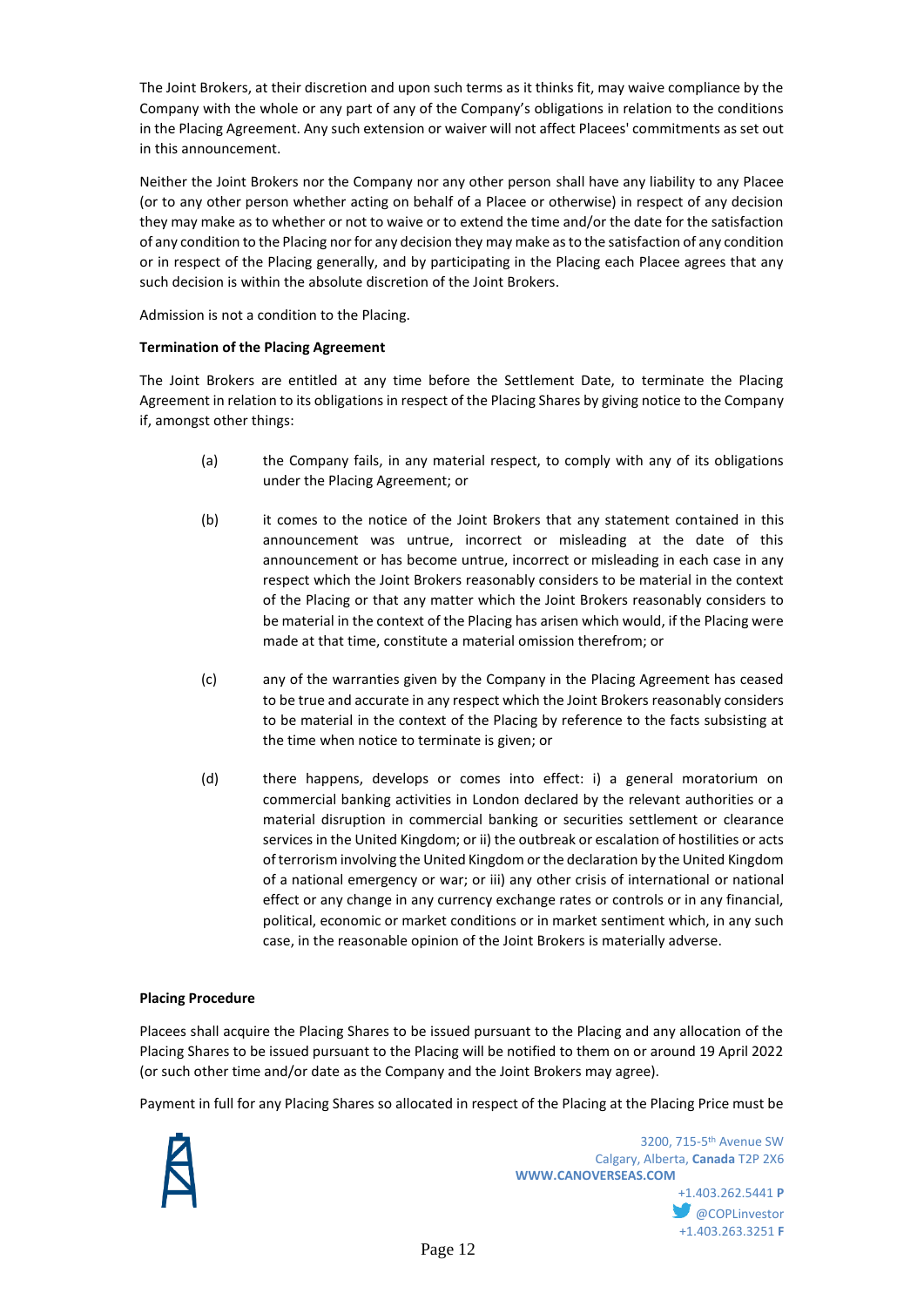The Joint Brokers, at their discretion and upon such terms as it thinks fit, may waive compliance by the Company with the whole or any part of any of the Company's obligations in relation to the conditions in the Placing Agreement. Any such extension or waiver will not affect Placees' commitments as set out in this announcement.

Neither the Joint Brokers nor the Company nor any other person shall have any liability to any Placee (or to any other person whether acting on behalf of a Placee or otherwise) in respect of any decision they may make as to whether or not to waive or to extend the time and/or the date for the satisfaction of any condition to the Placing nor for any decision they may make as to the satisfaction of any condition or in respect of the Placing generally, and by participating in the Placing each Placee agrees that any such decision is within the absolute discretion of the Joint Brokers.

Admission is not a condition to the Placing.

**Termination of the Placing Agreement**

The Joint Brokers are entitled at any time before the Settlement Date, to terminate the Placing Agreement in relation to its obligations in respect of the Placing Shares by giving notice to the Company if, amongst other things:

(a) the Company fails, in any material respect, to comply with any of its obligations under the Placing Agreement; or

(b) it comes to the notice of the Joint Brokers that any statement contained in this announcement was untrue, incorrect or misleading at the date of this announcement or has become untrue, incorrect or misleading in each case in any respect which the Joint Brokers reasonably considers to be material in the context of the Placing or that any matter which the Joint Brokers reasonably considers to be material in the context of the Placing has arisen which would, if the Placing were made at that time, constitute a material omission therefrom; or

(c) any of the warranties given by the Company in the Placing Agreement has ceased to be true and accurate in any respect which the Joint Brokers reasonably considers to be material in the context of the Placing by reference to the facts subsisting at the time when notice to terminate is given; or

(d) there happens, develops or comes into effect: i) a general moratorium on commercial banking activities in London declared by the relevant authorities or a material disruption in commercial banking or securities settlement or clearance services in the United Kingdom; or ii) the outbreak or escalation of hostilities or acts of terrorism involving the United Kingdom or the declaration by the United Kingdom of a national emergency or war; or iii) any other crisis of international or national effect or any change in any currency exchange rates or controls or in any financial, political, economic or market conditions or in market sentiment which, in any such case, in the reasonable opinion of the Joint Brokers is materially adverse.

**Placing Procedure**

Placees shall acquire the Placing Shares to be issued pursuant to the Placing and any allocation of the Placing Shares to be issued pursuant to the Placing will be notified to them on or around 19 April 2022 (or such other time and/or date as the Company and the Joint Brokers may agree).

Payment in full for any Placing Shares so allocated in respect of the Placing at the Placing Price must be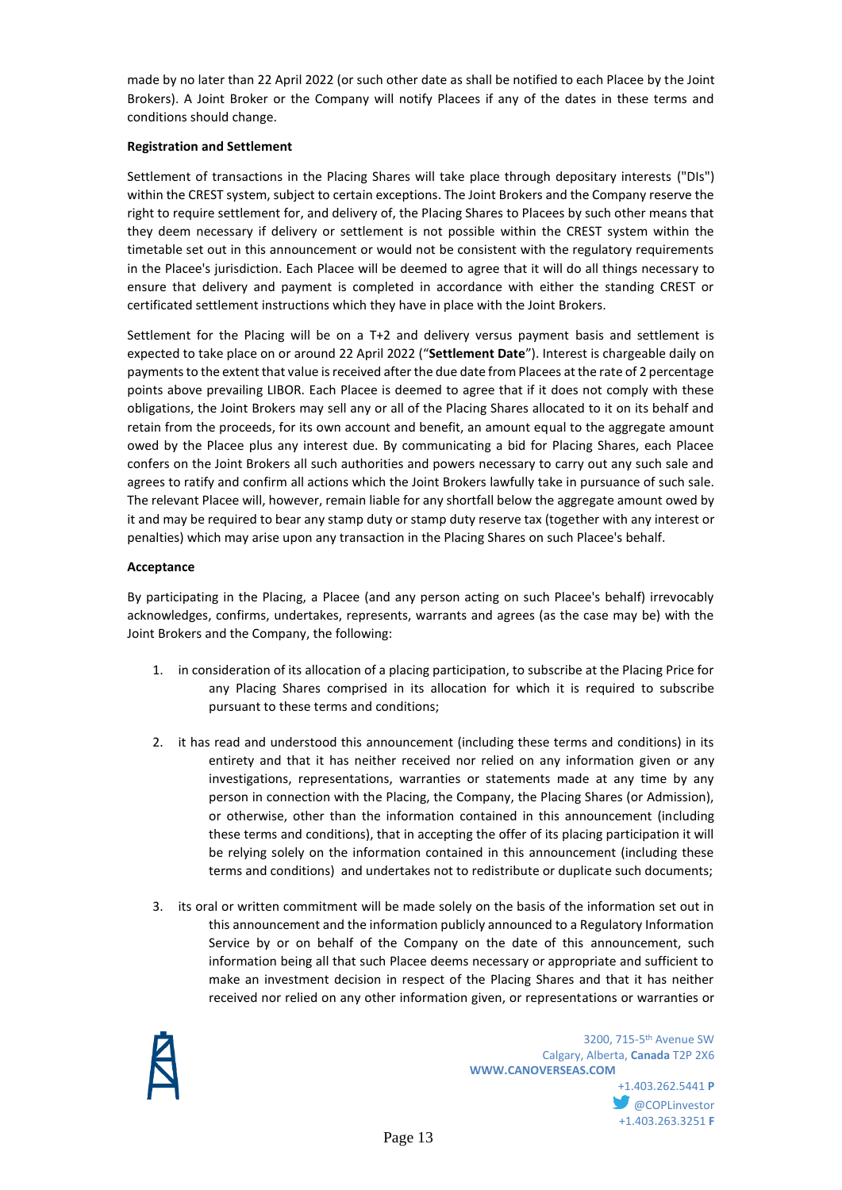made by no later than 22 April 2022 (or such other date as shall be notified to each Placee by the Joint Brokers). A Joint Broker or the Company will notify Placees if any of the dates in these terms and conditions should change.

**Registration and Settlement**

Settlement of transactions in the Placing Shares will take place through depositary interests ("DIs") within the CREST system, subject to certain exceptions. The Joint Brokers and the Company reserve the right to require settlement for, and delivery of, the Placing Shares to Placees by such other means that they deem necessary if delivery or settlement is not possible within the CREST system within the timetable set out in this announcement or would not be consistent with the regulatory requirements in the Placee's jurisdiction. Each Placee will be deemed to agree that it will do all things necessary to ensure that delivery and payment is completed in accordance with either the standing CREST or certificated settlement instructions which they have in place with the Joint Brokers.

Settlement for the Placing will be on a T+2 and delivery versus payment basis and settlement is expected to take place on or around 22 April 2022 ("**Settlement Date**"). Interest is chargeable daily on payments to the extent that value is received after the due date from Placees at the rate of 2 percentage points above prevailing LIBOR. Each Placee is deemed to agree that if it does not comply with these obligations, the Joint Brokers may sell any or all of the Placing Shares allocated to it on its behalf and retain from the proceeds, for its own account and benefit, an amount equal to the aggregate amount owed by the Placee plus any interest due. By communicating a bid for Placing Shares, each Placee confers on the Joint Brokers all such authorities and powers necessary to carry out any such sale and agrees to ratify and confirm all actions which the Joint Brokers lawfully take in pursuance of such sale. The relevant Placee will, however, remain liable for any shortfall below the aggregate amount owed by it and may be required to bear any stamp duty or stamp duty reserve tax (together with any interest or penalties) which may arise upon any transaction in the Placing Shares on such Placee's behalf.

**Acceptance**

By participating in the Placing, a Placee (and any person acting on such Placee's behalf) irrevocably acknowledges, confirms, undertakes, represents, warrants and agrees (as the case may be) with the Joint Brokers and the Company, the following:

1. in consideration of its allocation of a placing participation, to subscribe at the Placing Price for any Placing Shares comprised in its allocation for which it is required to subscribe pursuant to these terms and conditions;
2. it has read and understood this announcement (including these terms and conditions) in its entirety and that it has neither received nor relied on any information given or any investigations, representations, warranties or statements made at any time by any person in connection with the Placing, the Company, the Placing Shares (or Admission), or otherwise, other than the information contained in this announcement (including these terms and conditions), that in accepting the offer of its placing participation it will be relying solely on the information contained in this announcement (including these terms and conditions) and undertakes not to redistribute or duplicate such documents;
3. its oral or written commitment will be made solely on the basis of the information set out in this announcement and the information publicly announced to a Regulatory Information Service by or on behalf of the Company on the date of this announcement, such information being all that such Placee deems necessary or appropriate and sufficient to make an investment decision in respect of the Placing Shares and that it has neither received nor relied on any other information given, or representations or warranties or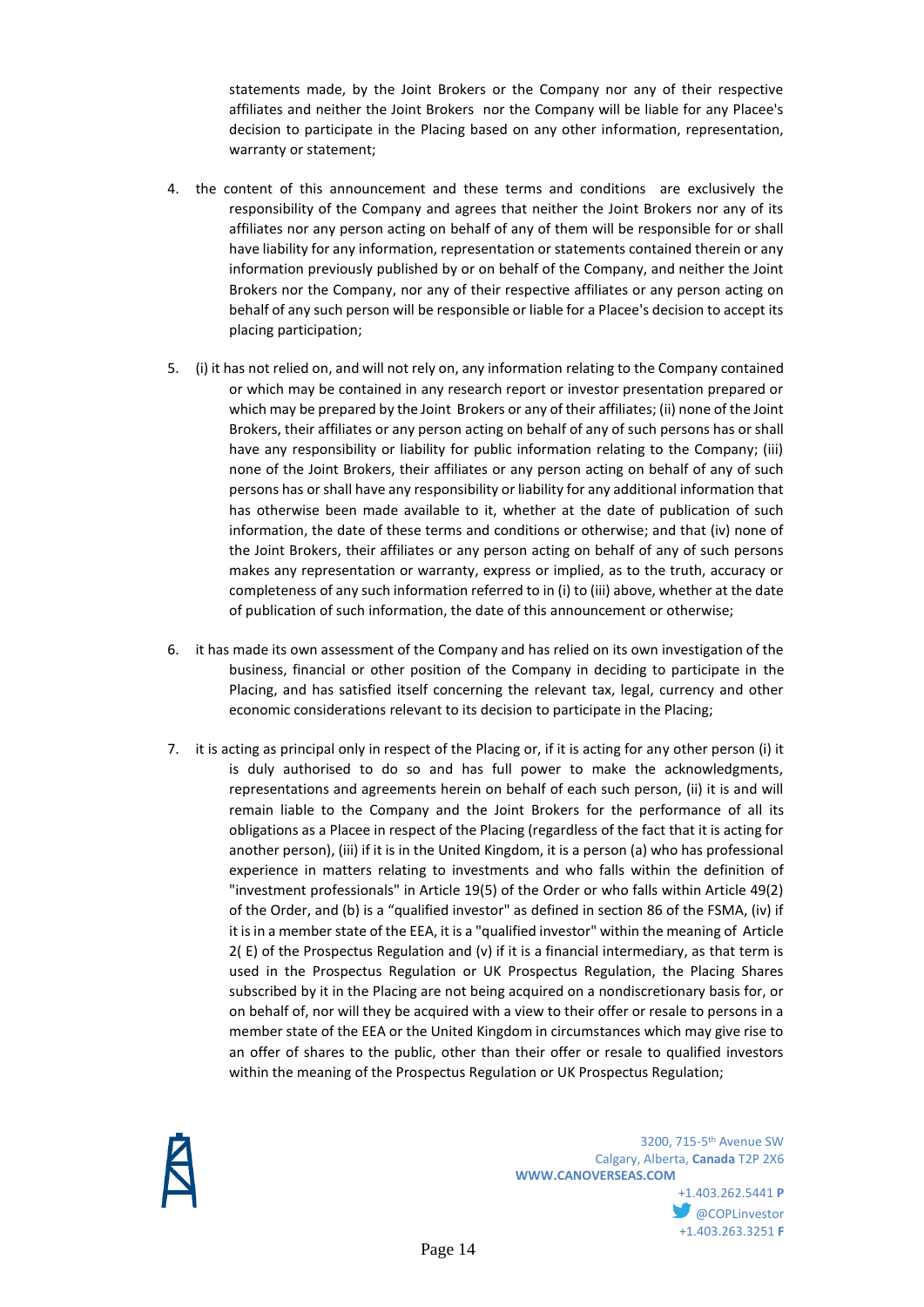statements made, by the Joint Brokers or the Company nor any of their respective affiliates and neither the Joint Brokers nor the Company will be liable for any Placee's decision to participate in the Placing based on any other information, representation, warranty or statement;

4. the content of this announcement and these terms and conditions are exclusively the responsibility of the Company and agrees that neither the Joint Brokers nor any of its affiliates nor any person acting on behalf of any of them will be responsible for or shall have liability for any information, representation or statements contained therein or any information previously published by or on behalf of the Company, and neither the Joint Brokers nor the Company, nor any of their respective affiliates or any person acting on behalf of any such person will be responsible or liable for a Placee's decision to accept its placing participation;

5. (i) it has not relied on, and will not rely on, any information relating to the Company contained or which may be contained in any research report or investor presentation prepared or which may be prepared by the Joint Brokers or any of their affiliates; (ii) none of the Joint Brokers, their affiliates or any person acting on behalf of any of such persons has or shall have any responsibility or liability for public information relating to the Company; (iii) none of the Joint Brokers, their affiliates or any person acting on behalf of any of such persons has or shall have any responsibility or liability for any additional information that has otherwise been made available to it, whether at the date of publication of such information, the date of these terms and conditions or otherwise; and that (iv) none of the Joint Brokers, their affiliates or any person acting on behalf of any of such persons makes any representation or warranty, express or implied, as to the truth, accuracy or completeness of any such information referred to in (i) to (iii) above, whether at the date of publication of such information, the date of this announcement or otherwise;

6. it has made its own assessment of the Company and has relied on its own investigation of the business, financial or other position of the Company in deciding to participate in the Placing, and has satisfied itself concerning the relevant tax, legal, currency and other economic considerations relevant to its decision to participate in the Placing;

7. it is acting as principal only in respect of the Placing or, if it is acting for any other person (i) it is duly authorised to do so and has full power to make the acknowledgments, representations and agreements herein on behalf of each such person, (ii) it is and will remain liable to the Company and the Joint Brokers for the performance of all its obligations as a Placee in respect of the Placing (regardless of the fact that it is acting for another person), (iii) if it is in the United Kingdom, it is a person (a) who has professional experience in matters relating to investments and who falls within the definition of "investment professionals" in Article 19(5) of the Order or who falls within Article 49(2) of the Order, and (b) is a "qualified investor" as defined in section 86 of the FSMA, (iv) if it is in a member state of the EEA, it is a "qualified investor" within the meaning of Article 2( E) of the Prospectus Regulation and (v) if it is a financial intermediary, as that term is used in the Prospectus Regulation or UK Prospectus Regulation, the Placing Shares subscribed by it in the Placing are not being acquired on a nondiscretionary basis for, or on behalf of, nor will they be acquired with a view to their offer or resale to persons in a member state of the EEA or the United Kingdom in circumstances which may give rise to an offer of shares to the public, other than their offer or resale to qualified investors within the meaning of the Prospectus Regulation or UK Prospectus Regulation;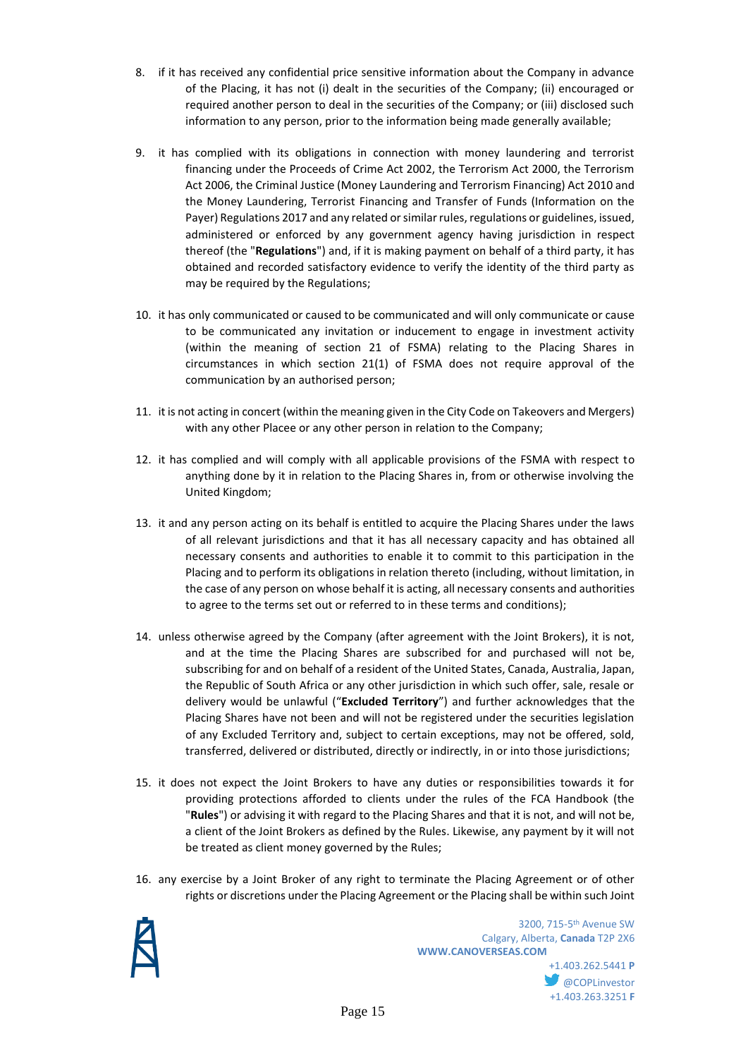8. if it has received any confidential price sensitive information about the Company in advance of the Placing, it has not (i) dealt in the securities of the Company; (ii) encouraged or required another person to deal in the securities of the Company; or (iii) disclosed such information to any person, prior to the information being made generally available;

9. it has complied with its obligations in connection with money laundering and terrorist financing under the Proceeds of Crime Act 2002, the Terrorism Act 2000, the Terrorism Act 2006, the Criminal Justice (Money Laundering and Terrorism Financing) Act 2010 and the Money Laundering, Terrorist Financing and Transfer of Funds (Information on the Payer) Regulations 2017 and any related or similar rules, regulations or guidelines, issued, administered or enforced by any government agency having jurisdiction in respect thereof (the "**Regulations**") and, if it is making payment on behalf of a third party, it has obtained and recorded satisfactory evidence to verify the identity of the third party as may be required by the Regulations;

10. it has only communicated or caused to be communicated and will only communicate or cause to be communicated any invitation or inducement to engage in investment activity (within the meaning of section 21 of FSMA) relating to the Placing Shares in circumstances in which section 21(1) of FSMA does not require approval of the communication by an authorised person;

11. it is not acting in concert (within the meaning given in the City Code on Takeovers and Mergers) with any other Placee or any other person in relation to the Company;

12. it has complied and will comply with all applicable provisions of the FSMA with respect to anything done by it in relation to the Placing Shares in, from or otherwise involving the United Kingdom;

13. it and any person acting on its behalf is entitled to acquire the Placing Shares under the laws of all relevant jurisdictions and that it has all necessary capacity and has obtained all necessary consents and authorities to enable it to commit to this participation in the Placing and to perform its obligations in relation thereto (including, without limitation, in the case of any person on whose behalf it is acting, all necessary consents and authorities to agree to the terms set out or referred to in these terms and conditions);

14. unless otherwise agreed by the Company (after agreement with the Joint Brokers), it is not, and at the time the Placing Shares are subscribed for and purchased will not be, subscribing for and on behalf of a resident of the United States, Canada, Australia, Japan, the Republic of South Africa or any other jurisdiction in which such offer, sale, resale or delivery would be unlawful ("**Excluded Territory**") and further acknowledges that the Placing Shares have not been and will not be registered under the securities legislation of any Excluded Territory and, subject to certain exceptions, may not be offered, sold, transferred, delivered or distributed, directly or indirectly, in or into those jurisdictions;

15. it does not expect the Joint Brokers to have any duties or responsibilities towards it for providing protections afforded to clients under the rules of the FCA Handbook (the "**Rules**") or advising it with regard to the Placing Shares and that it is not, and will not be, a client of the Joint Brokers as defined by the Rules. Likewise, any payment by it will not be treated as client money governed by the Rules;

16. any exercise by a Joint Broker of any right to terminate the Placing Agreement or of other rights or discretions under the Placing Agreement or the Placing shall be within such Joint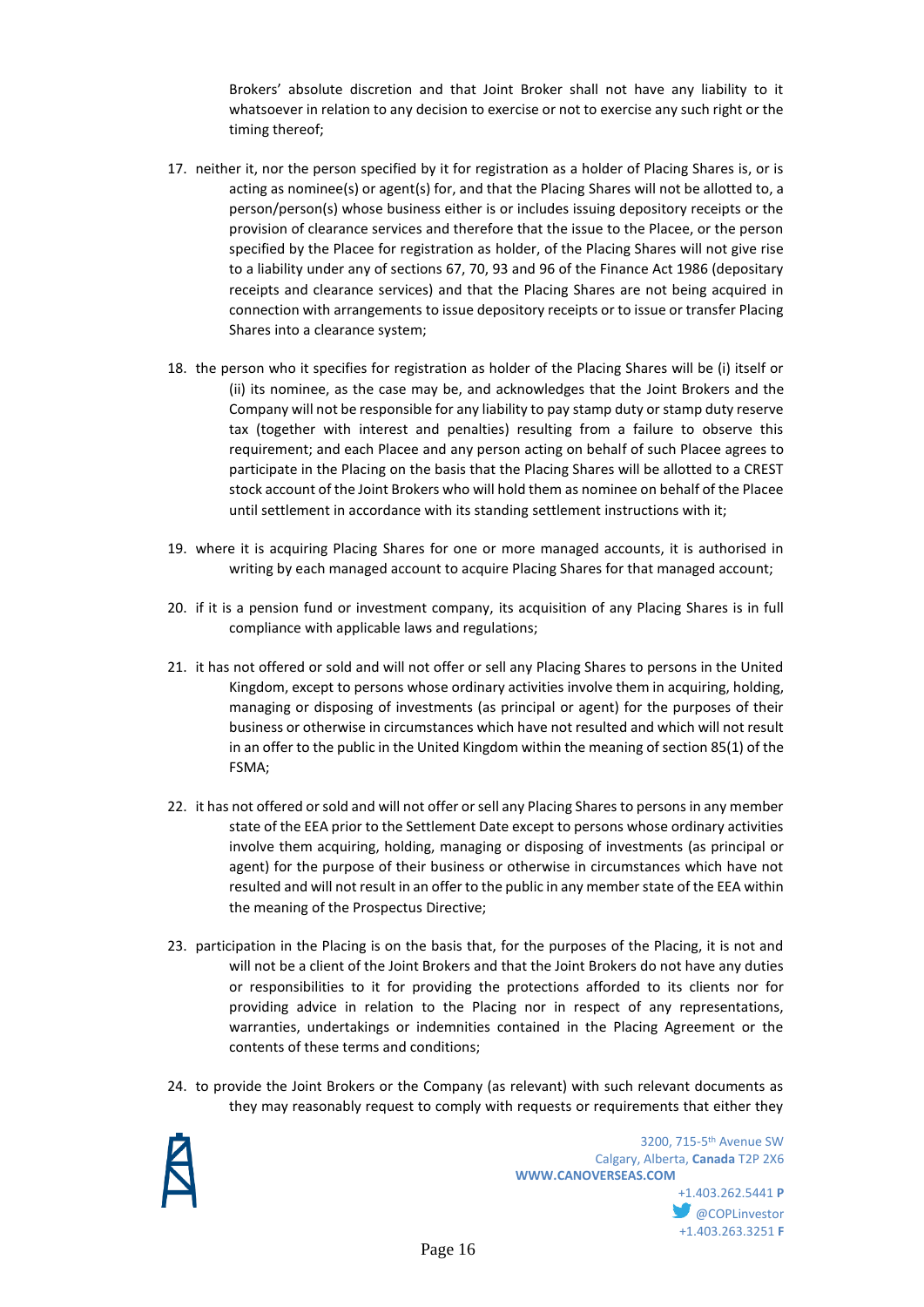Brokers' absolute discretion and that Joint Broker shall not have any liability to it whatsoever in relation to any decision to exercise or not to exercise any such right or the timing thereof;

17. neither it, nor the person specified by it for registration as a holder of Placing Shares is, or is acting as nominee(s) or agent(s) for, and that the Placing Shares will not be allotted to, a person/person(s) whose business either is or includes issuing depository receipts or the provision of clearance services and therefore that the issue to the Placee, or the person specified by the Placee for registration as holder, of the Placing Shares will not give rise to a liability under any of sections 67, 70, 93 and 96 of the Finance Act 1986 (depositary receipts and clearance services) and that the Placing Shares are not being acquired in connection with arrangements to issue depository receipts or to issue or transfer Placing Shares into a clearance system;

18. the person who it specifies for registration as holder of the Placing Shares will be (i) itself or (ii) its nominee, as the case may be, and acknowledges that the Joint Brokers and the Company will not be responsible for any liability to pay stamp duty or stamp duty reserve tax (together with interest and penalties) resulting from a failure to observe this requirement; and each Placee and any person acting on behalf of such Placee agrees to participate in the Placing on the basis that the Placing Shares will be allotted to a CREST stock account of the Joint Brokers who will hold them as nominee on behalf of the Placee until settlement in accordance with its standing settlement instructions with it;

19. where it is acquiring Placing Shares for one or more managed accounts, it is authorised in writing by each managed account to acquire Placing Shares for that managed account;

20. if it is a pension fund or investment company, its acquisition of any Placing Shares is in full compliance with applicable laws and regulations;

21. it has not offered or sold and will not offer or sell any Placing Shares to persons in the United Kingdom, except to persons whose ordinary activities involve them in acquiring, holding, managing or disposing of investments (as principal or agent) for the purposes of their business or otherwise in circumstances which have not resulted and which will not result in an offer to the public in the United Kingdom within the meaning of section 85(1) of the FSMA;

22. it has not offered or sold and will not offer or sell any Placing Shares to persons in any member state of the EEA prior to the Settlement Date except to persons whose ordinary activities involve them acquiring, holding, managing or disposing of investments (as principal or agent) for the purpose of their business or otherwise in circumstances which have not resulted and will not result in an offer to the public in any member state of the EEA within the meaning of the Prospectus Directive;

23. participation in the Placing is on the basis that, for the purposes of the Placing, it is not and will not be a client of the Joint Brokers and that the Joint Brokers do not have any duties or responsibilities to it for providing the protections afforded to its clients nor for providing advice in relation to the Placing nor in respect of any representations, warranties, undertakings or indemnities contained in the Placing Agreement or the contents of these terms and conditions;

24. to provide the Joint Brokers or the Company (as relevant) with such relevant documents as they may reasonably request to comply with requests or requirements that either they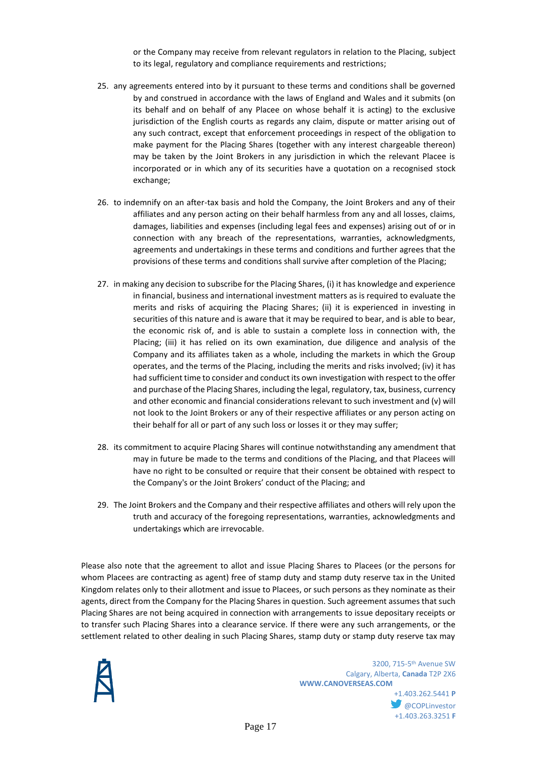or the Company may receive from relevant regulators in relation to the Placing, subject to its legal, regulatory and compliance requirements and restrictions;

25. any agreements entered into by it pursuant to these terms and conditions shall be governed by and construed in accordance with the laws of England and Wales and it submits (on its behalf and on behalf of any Placee on whose behalf it is acting) to the exclusive jurisdiction of the English courts as regards any claim, dispute or matter arising out of any such contract, except that enforcement proceedings in respect of the obligation to make payment for the Placing Shares (together with any interest chargeable thereon) may be taken by the Joint Brokers in any jurisdiction in which the relevant Placee is incorporated or in which any of its securities have a quotation on a recognised stock exchange;

26. to indemnify on an after-tax basis and hold the Company, the Joint Brokers and any of their affiliates and any person acting on their behalf harmless from any and all losses, claims, damages, liabilities and expenses (including legal fees and expenses) arising out of or in connection with any breach of the representations, warranties, acknowledgments, agreements and undertakings in these terms and conditions and further agrees that the provisions of these terms and conditions shall survive after completion of the Placing;

27. in making any decision to subscribe for the Placing Shares, (i) it has knowledge and experience in financial, business and international investment matters as is required to evaluate the merits and risks of acquiring the Placing Shares; (ii) it is experienced in investing in securities of this nature and is aware that it may be required to bear, and is able to bear, the economic risk of, and is able to sustain a complete loss in connection with, the Placing; (iii) it has relied on its own examination, due diligence and analysis of the Company and its affiliates taken as a whole, including the markets in which the Group operates, and the terms of the Placing, including the merits and risks involved; (iv) it has had sufficient time to consider and conduct its own investigation with respect to the offer and purchase of the Placing Shares, including the legal, regulatory, tax, business, currency and other economic and financial considerations relevant to such investment and (v) will not look to the Joint Brokers or any of their respective affiliates or any person acting on their behalf for all or part of any such loss or losses it or they may suffer;

28. its commitment to acquire Placing Shares will continue notwithstanding any amendment that may in future be made to the terms and conditions of the Placing, and that Placees will have no right to be consulted or require that their consent be obtained with respect to the Company's or the Joint Brokers' conduct of the Placing; and

29. The Joint Brokers and the Company and their respective affiliates and others will rely upon the truth and accuracy of the foregoing representations, warranties, acknowledgments and undertakings which are irrevocable.

Please also note that the agreement to allot and issue Placing Shares to Placees (or the persons for whom Placees are contracting as agent) free of stamp duty and stamp duty reserve tax in the United Kingdom relates only to their allotment and issue to Placees, or such persons as they nominate as their agents, direct from the Company for the Placing Shares in question. Such agreement assumes that such Placing Shares are not being acquired in connection with arrangements to issue depositary receipts or to transfer such Placing Shares into a clearance service. If there were any such arrangements, or the settlement related to other dealing in such Placing Shares, stamp duty or stamp duty reserve tax may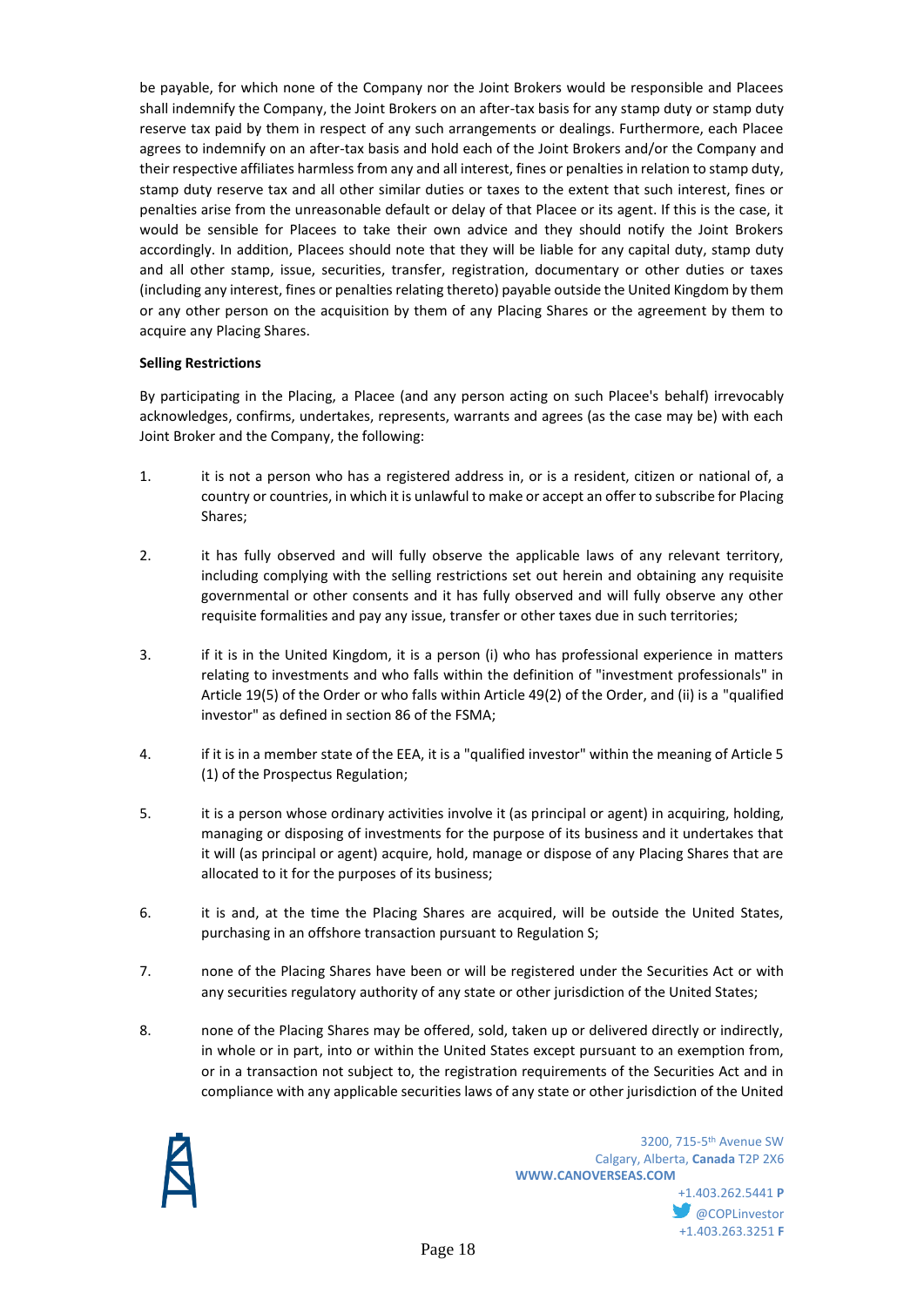be payable, for which none of the Company nor the Joint Brokers would be responsible and Placees shall indemnify the Company, the Joint Brokers on an after-tax basis for any stamp duty or stamp duty reserve tax paid by them in respect of any such arrangements or dealings. Furthermore, each Placee agrees to indemnify on an after-tax basis and hold each of the Joint Brokers and/or the Company and their respective affiliates harmless from any and all interest, fines or penalties in relation to stamp duty, stamp duty reserve tax and all other similar duties or taxes to the extent that such interest, fines or penalties arise from the unreasonable default or delay of that Placee or its agent. If this is the case, it would be sensible for Placees to take their own advice and they should notify the Joint Brokers accordingly. In addition, Placees should note that they will be liable for any capital duty, stamp duty and all other stamp, issue, securities, transfer, registration, documentary or other duties or taxes (including any interest, fines or penalties relating thereto) payable outside the United Kingdom by them or any other person on the acquisition by them of any Placing Shares or the agreement by them to acquire any Placing Shares.

**Selling Restrictions**

By participating in the Placing, a Placee (and any person acting on such Placee's behalf) irrevocably acknowledges, confirms, undertakes, represents, warrants and agrees (as the case may be) with each Joint Broker and the Company, the following:

1. it is not a person who has a registered address in, or is a resident, citizen or national of, a country or countries, in which it is unlawful to make or accept an offer to subscribe for Placing Shares;

2. it has fully observed and will fully observe the applicable laws of any relevant territory, including complying with the selling restrictions set out herein and obtaining any requisite governmental or other consents and it has fully observed and will fully observe any other requisite formalities and pay any issue, transfer or other taxes due in such territories;

3. if it is in the United Kingdom, it is a person (i) who has professional experience in matters relating to investments and who falls within the definition of "investment professionals" in Article 19(5) of the Order or who falls within Article 49(2) of the Order, and (ii) is a "qualified investor" as defined in section 86 of the FSMA;

4. if it is in a member state of the EEA, it is a "qualified investor" within the meaning of Article 5 (1) of the Prospectus Regulation;

5. it is a person whose ordinary activities involve it (as principal or agent) in acquiring, holding, managing or disposing of investments for the purpose of its business and it undertakes that it will (as principal or agent) acquire, hold, manage or dispose of any Placing Shares that are allocated to it for the purposes of its business;

6. it is and, at the time the Placing Shares are acquired, will be outside the United States, purchasing in an offshore transaction pursuant to Regulation S;

7. none of the Placing Shares have been or will be registered under the Securities Act or with any securities regulatory authority of any state or other jurisdiction of the United States;

8. none of the Placing Shares may be offered, sold, taken up or delivered directly or indirectly, in whole or in part, into or within the United States except pursuant to an exemption from, or in a transaction not subject to, the registration requirements of the Securities Act and in compliance with any applicable securities laws of any state or other jurisdiction of the United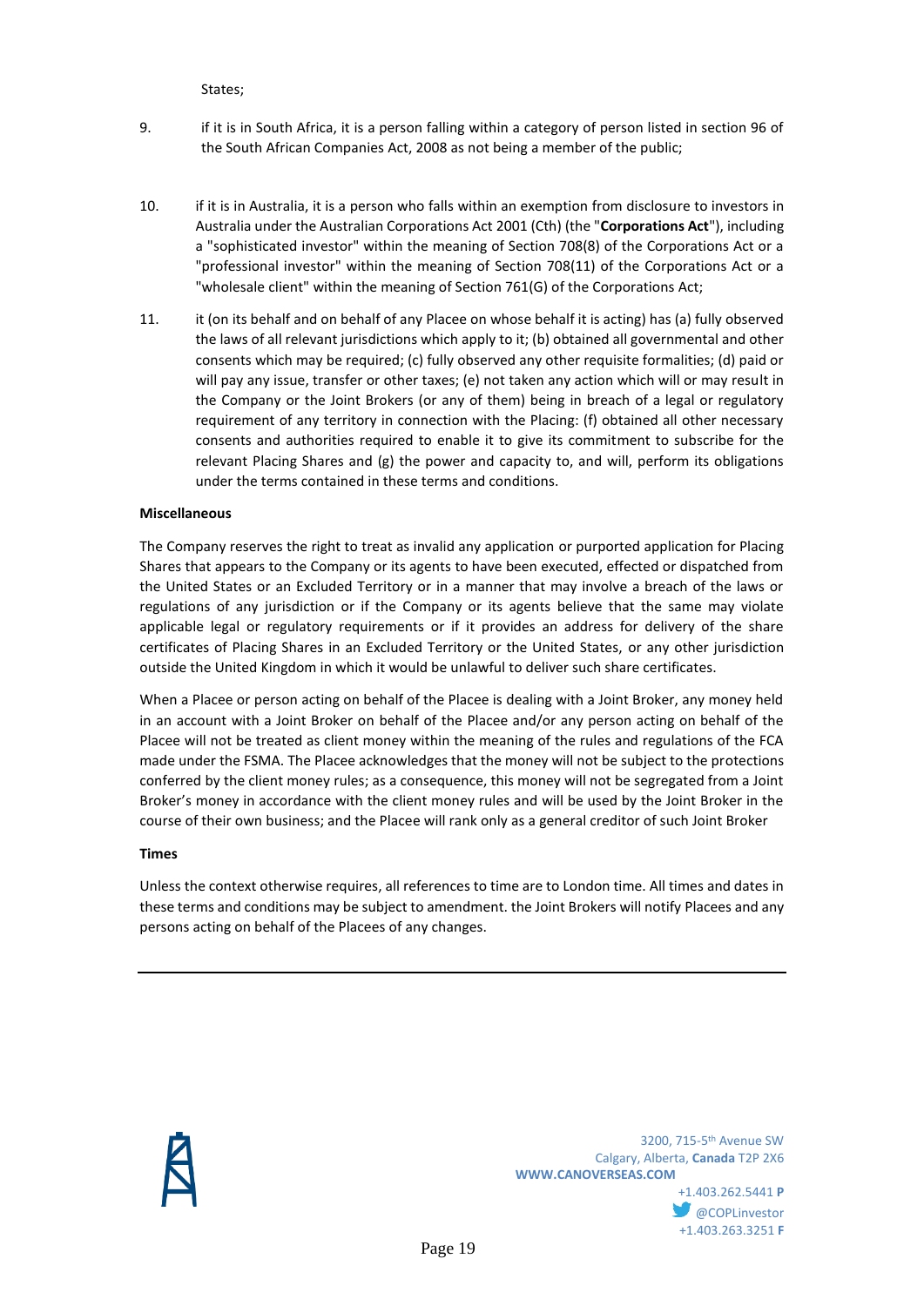States;

9. if it is in South Africa, it is a person falling within a category of person listed in section 96 of the South African Companies Act, 2008 as not being a member of the public;

10. if it is in Australia, it is a person who falls within an exemption from disclosure to investors in Australia under the Australian Corporations Act 2001 (Cth) (the "**Corporations Act**"), including a "sophisticated investor" within the meaning of Section 708(8) of the Corporations Act or a "professional investor" within the meaning of Section 708(11) of the Corporations Act or a "wholesale client" within the meaning of Section 761(G) of the Corporations Act;

11. it (on its behalf and on behalf of any Placee on whose behalf it is acting) has (a) fully observed the laws of all relevant jurisdictions which apply to it; (b) obtained all governmental and other consents which may be required; (c) fully observed any other requisite formalities; (d) paid or will pay any issue, transfer or other taxes; (e) not taken any action which will or may result in the Company or the Joint Brokers (or any of them) being in breach of a legal or regulatory requirement of any territory in connection with the Placing: (f) obtained all other necessary consents and authorities required to enable it to give its commitment to subscribe for the relevant Placing Shares and (g) the power and capacity to, and will, perform its obligations under the terms contained in these terms and conditions.

**Miscellaneous**

The Company reserves the right to treat as invalid any application or purported application for Placing Shares that appears to the Company or its agents to have been executed, effected or dispatched from the United States or an Excluded Territory or in a manner that may involve a breach of the laws or regulations of any jurisdiction or if the Company or its agents believe that the same may violate applicable legal or regulatory requirements or if it provides an address for delivery of the share certificates of Placing Shares in an Excluded Territory or the United States, or any other jurisdiction outside the United Kingdom in which it would be unlawful to deliver such share certificates.

When a Placee or person acting on behalf of the Placee is dealing with a Joint Broker, any money held in an account with a Joint Broker on behalf of the Placee and/or any person acting on behalf of the Placee will not be treated as client money within the meaning of the rules and regulations of the FCA made under the FSMA. The Placee acknowledges that the money will not be subject to the protections conferred by the client money rules; as a consequence, this money will not be segregated from a Joint Broker's money in accordance with the client money rules and will be used by the Joint Broker in the course of their own business; and the Placee will rank only as a general creditor of such Joint Broker

**Times**

Unless the context otherwise requires, all references to time are to London time. All times and dates in these terms and conditions may be subject to amendment. the Joint Brokers will notify Placees and any persons acting on behalf of the Placees of any changes.

---

3200, 715-5th Avenue SW
Calgary, Alberta, **Canada** T2P 2X6
**WWW.CANOVERSEAS.COM**
+1.403.262.5441 **P**
@COPLinvestor
+1.403.263.3251 **F**